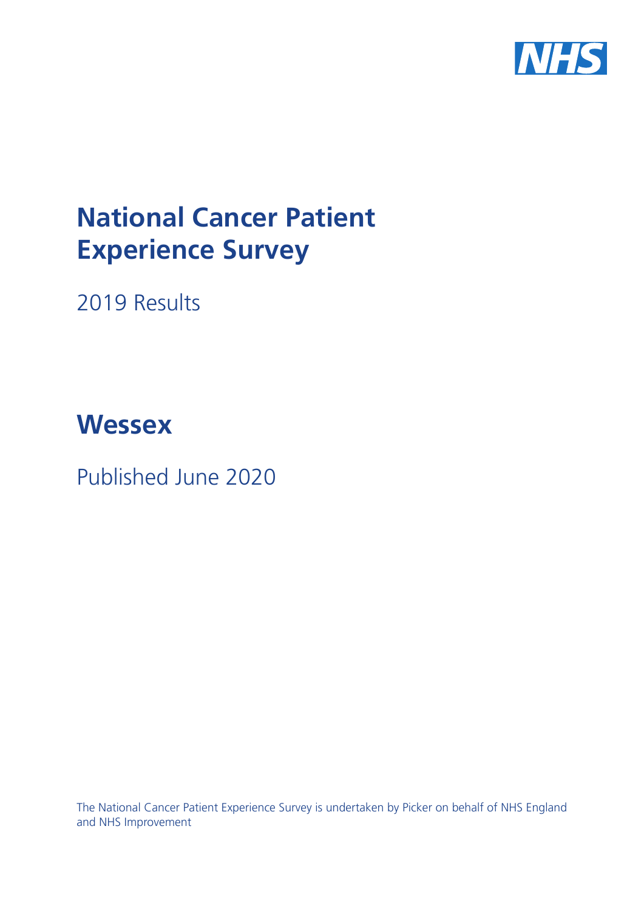# National Cancer Patient Experience Survey

2019 Results

## Wessex

Published June 2020

The National Cancer Patient Experience Survey is undertaken by Picker on behalf of NHS England and NHS Improvement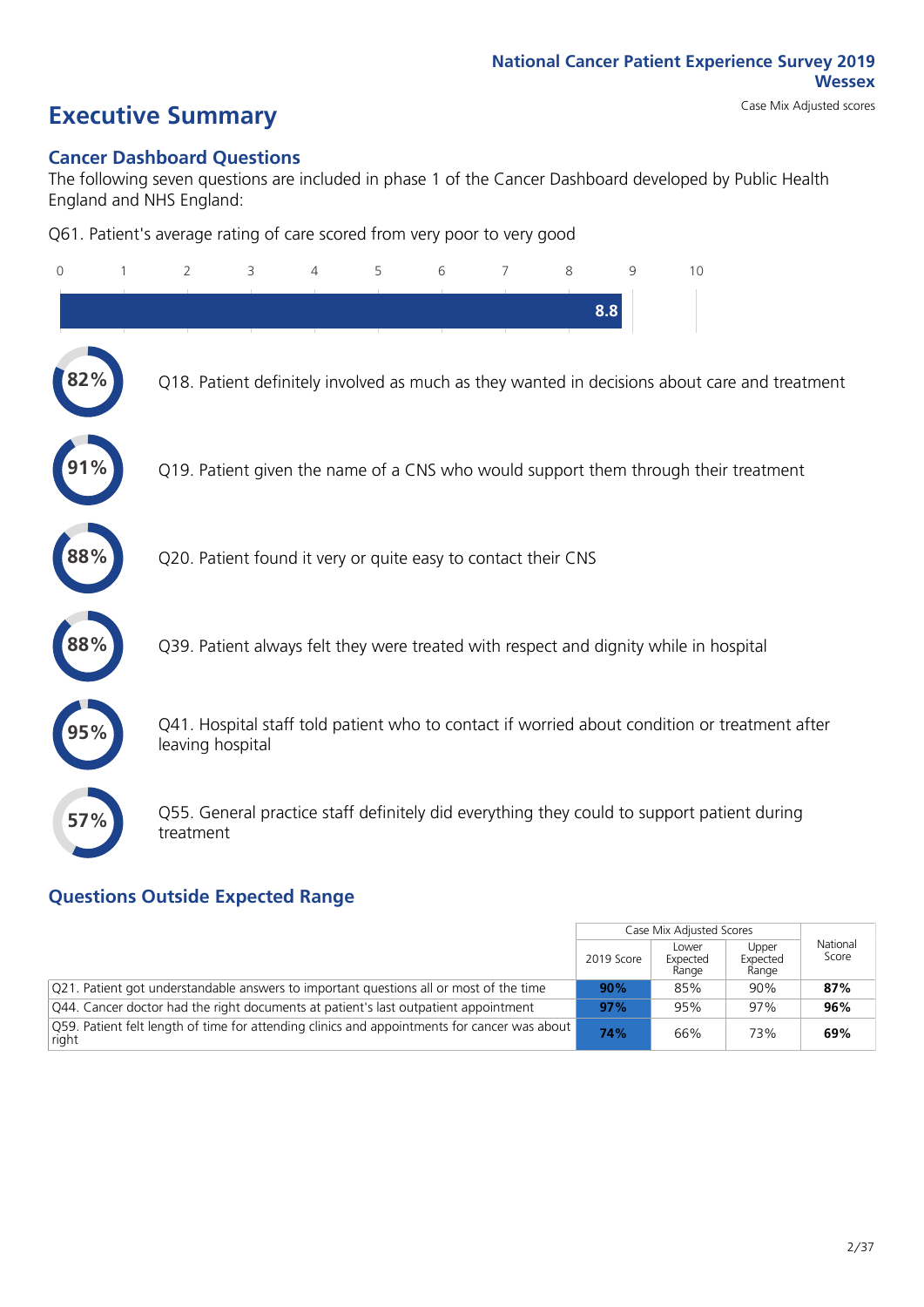National Cancer Patient Experience Survey 2019
Wessex
Case Mix Adjusted scores

# Executive Summary

## Cancer Dashboard Questions

The following seven questions are included in phase 1 of the Cancer Dashboard developed by Public Health England and NHS England:

Q61. Patient's average rating of care scored from very poor to very good

8.8

- **82%** Q18. Patient definitely involved as much as they wanted in decisions about care and treatment
- **91%** Q19. Patient given the name of a CNS who would support them through their treatment
- **88%** Q20. Patient found it very or quite easy to contact their CNS
- **88%** Q39. Patient always felt they were treated with respect and dignity while in hospital
- **95%** Q41. Hospital staff told patient who to contact if worried about condition or treatment after leaving hospital
- **57%** Q55. General practice staff definitely did everything they could to support patient during treatment

## Questions Outside Expected Range

| | Case Mix Adjusted Scores | | | National Score |
|---|---|---|---|---|
| | 2019 Score | Lower Expected Range | Upper Expected Range | |
| Q21. Patient got understandable answers to important questions all or most of the time | **90%** | 85% | 90% | **87%** |
| Q44. Cancer doctor had the right documents at patient's last outpatient appointment | **97%** | 95% | 97% | **96%** |
| Q59. Patient felt length of time for attending clinics and appointments for cancer was about right | **74%** | 66% | 73% | **69%** |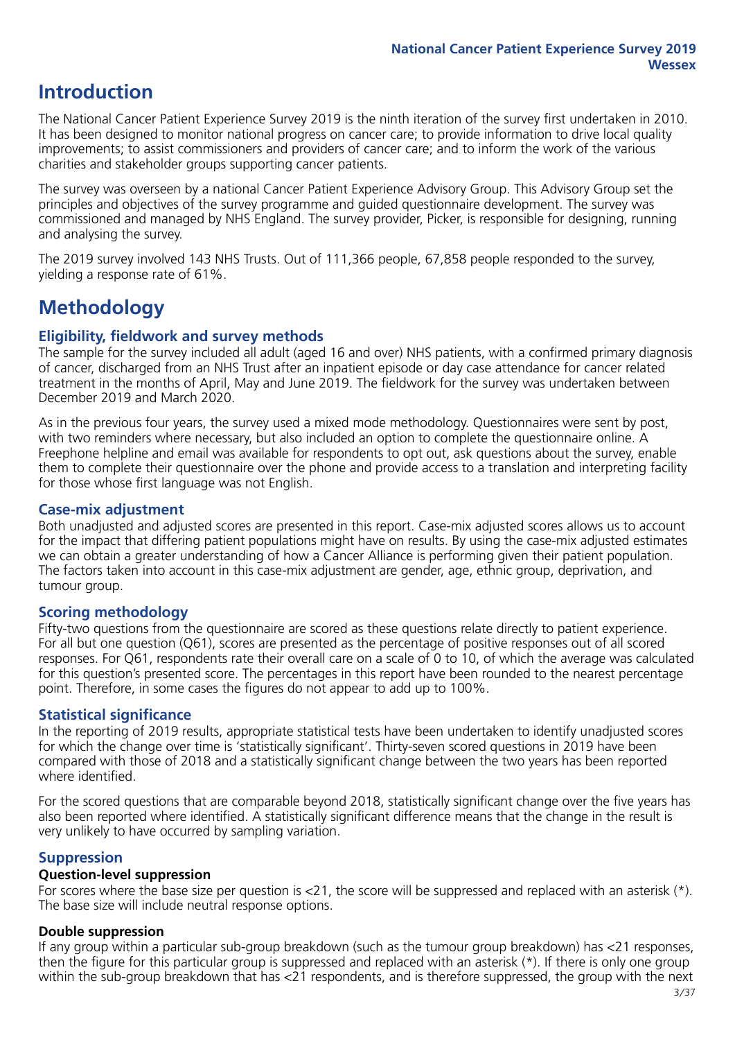# Introduction

The National Cancer Patient Experience Survey 2019 is the ninth iteration of the survey first undertaken in 2010. It has been designed to monitor national progress on cancer care; to provide information to drive local quality improvements; to assist commissioners and providers of cancer care; and to inform the work of the various charities and stakeholder groups supporting cancer patients.

The survey was overseen by a national Cancer Patient Experience Advisory Group. This Advisory Group set the principles and objectives of the survey programme and guided questionnaire development. The survey was commissioned and managed by NHS England. The survey provider, Picker, is responsible for designing, running and analysing the survey.

The 2019 survey involved 143 NHS Trusts. Out of 111,366 people, 67,858 people responded to the survey, yielding a response rate of 61%.

# Methodology

## Eligibility, fieldwork and survey methods

The sample for the survey included all adult (aged 16 and over) NHS patients, with a confirmed primary diagnosis of cancer, discharged from an NHS Trust after an inpatient episode or day case attendance for cancer related treatment in the months of April, May and June 2019. The fieldwork for the survey was undertaken between December 2019 and March 2020.

As in the previous four years, the survey used a mixed mode methodology. Questionnaires were sent by post, with two reminders where necessary, but also included an option to complete the questionnaire online. A Freephone helpline and email was available for respondents to opt out, ask questions about the survey, enable them to complete their questionnaire over the phone and provide access to a translation and interpreting facility for those whose first language was not English.

## Case-mix adjustment

Both unadjusted and adjusted scores are presented in this report. Case-mix adjusted scores allows us to account for the impact that differing patient populations might have on results. By using the case-mix adjusted estimates we can obtain a greater understanding of how a Cancer Alliance is performing given their patient population. The factors taken into account in this case-mix adjustment are gender, age, ethnic group, deprivation, and tumour group.

## Scoring methodology

Fifty-two questions from the questionnaire are scored as these questions relate directly to patient experience. For all but one question (Q61), scores are presented as the percentage of positive responses out of all scored responses. For Q61, respondents rate their overall care on a scale of 0 to 10, of which the average was calculated for this question's presented score. The percentages in this report have been rounded to the nearest percentage point. Therefore, in some cases the figures do not appear to add up to 100%.

## Statistical significance

In the reporting of 2019 results, appropriate statistical tests have been undertaken to identify unadjusted scores for which the change over time is 'statistically significant'. Thirty-seven scored questions in 2019 have been compared with those of 2018 and a statistically significant change between the two years has been reported where identified.

For the scored questions that are comparable beyond 2018, statistically significant change over the five years has also been reported where identified. A statistically significant difference means that the change in the result is very unlikely to have occurred by sampling variation.

## Suppression

### Question-level suppression

For scores where the base size per question is <21, the score will be suppressed and replaced with an asterisk (*). The base size will include neutral response options.

### Double suppression

If any group within a particular sub-group breakdown (such as the tumour group breakdown) has <21 responses, then the figure for this particular group is suppressed and replaced with an asterisk (*). If there is only one group within the sub-group breakdown that has <21 respondents, and is therefore suppressed, the group with the next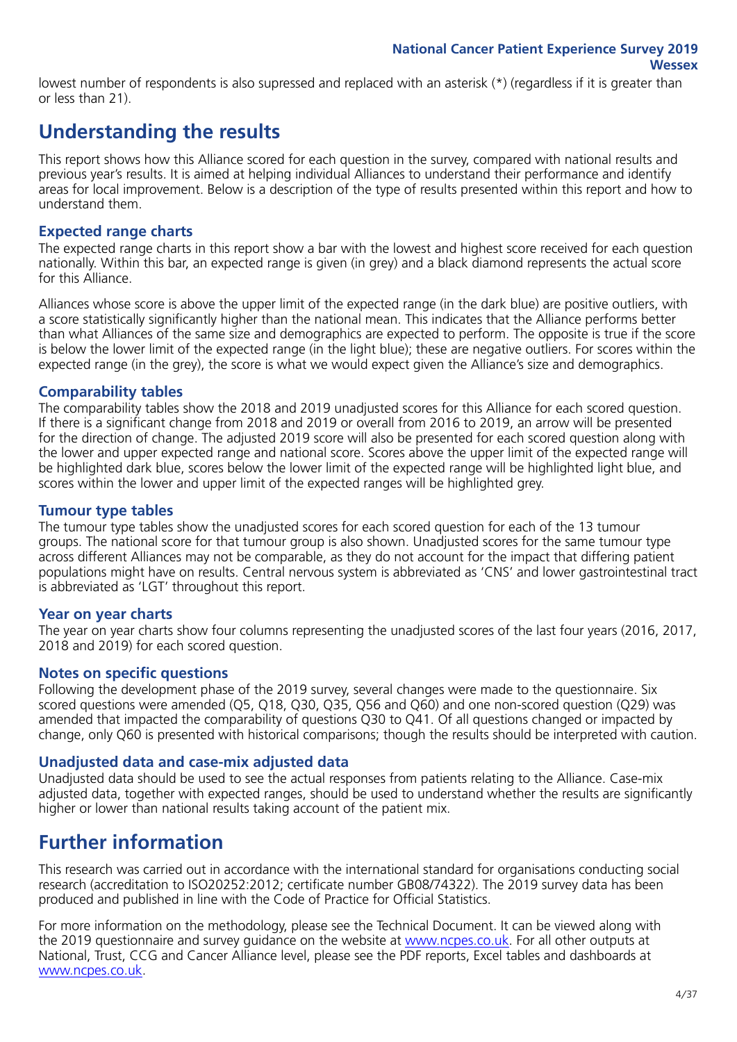lowest number of respondents is also supressed and replaced with an asterisk (*) (regardless if it is greater than or less than 21).

# Understanding the results

This report shows how this Alliance scored for each question in the survey, compared with national results and previous year's results. It is aimed at helping individual Alliances to understand their performance and identify areas for local improvement. Below is a description of the type of results presented within this report and how to understand them.

### Expected range charts

The expected range charts in this report show a bar with the lowest and highest score received for each question nationally. Within this bar, an expected range is given (in grey) and a black diamond represents the actual score for this Alliance.

Alliances whose score is above the upper limit of the expected range (in the dark blue) are positive outliers, with a score statistically significantly higher than the national mean. This indicates that the Alliance performs better than what Alliances of the same size and demographics are expected to perform. The opposite is true if the score is below the lower limit of the expected range (in the light blue); these are negative outliers. For scores within the expected range (in the grey), the score is what we would expect given the Alliance's size and demographics.

### Comparability tables

The comparability tables show the 2018 and 2019 unadjusted scores for this Alliance for each scored question. If there is a significant change from 2018 and 2019 or overall from 2016 to 2019, an arrow will be presented for the direction of change. The adjusted 2019 score will also be presented for each scored question along with the lower and upper expected range and national score. Scores above the upper limit of the expected range will be highlighted dark blue, scores below the lower limit of the expected range will be highlighted light blue, and scores within the lower and upper limit of the expected ranges will be highlighted grey.

### Tumour type tables

The tumour type tables show the unadjusted scores for each scored question for each of the 13 tumour groups. The national score for that tumour group is also shown. Unadjusted scores for the same tumour type across different Alliances may not be comparable, as they do not account for the impact that differing patient populations might have on results. Central nervous system is abbreviated as 'CNS' and lower gastrointestinal tract is abbreviated as 'LGT' throughout this report.

### Year on year charts

The year on year charts show four columns representing the unadjusted scores of the last four years (2016, 2017, 2018 and 2019) for each scored question.

### Notes on specific questions

Following the development phase of the 2019 survey, several changes were made to the questionnaire. Six scored questions were amended (Q5, Q18, Q30, Q35, Q56 and Q60) and one non-scored question (Q29) was amended that impacted the comparability of questions Q30 to Q41. Of all questions changed or impacted by change, only Q60 is presented with historical comparisons; though the results should be interpreted with caution.

### Unadjusted data and case-mix adjusted data

Unadjusted data should be used to see the actual responses from patients relating to the Alliance. Case-mix adjusted data, together with expected ranges, should be used to understand whether the results are significantly higher or lower than national results taking account of the patient mix.

# Further information

This research was carried out in accordance with the international standard for organisations conducting social research (accreditation to ISO20252:2012; certificate number GB08/74322). The 2019 survey data has been produced and published in line with the Code of Practice for Official Statistics.

For more information on the methodology, please see the Technical Document. It can be viewed along with the 2019 questionnaire and survey guidance on the website at www.ncpes.co.uk. For all other outputs at National, Trust, CCG and Cancer Alliance level, please see the PDF reports, Excel tables and dashboards at www.ncpes.co.uk.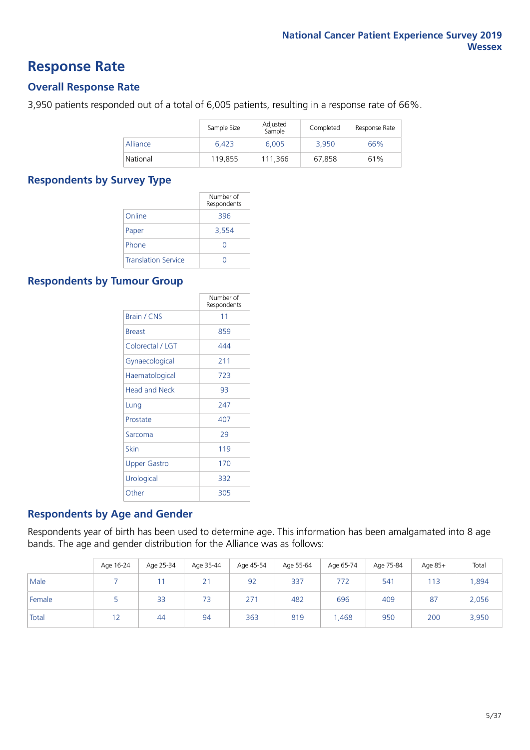# Response Rate

## Overall Response Rate

3,950 patients responded out of a total of 6,005 patients, resulting in a response rate of 66%.

| | Sample Size | Adjusted Sample | Completed | Response Rate |
|---|---|---|---|---|
| Alliance | 6,423 | 6,005 | 3,950 | 66% |
| National | 119,855 | 111,366 | 67,858 | 61% |

## Respondents by Survey Type

| | Number of Respondents |
|---|---|
| Online | 396 |
| Paper | 3,554 |
| Phone | 0 |
| Translation Service | 0 |

## Respondents by Tumour Group

| | Number of Respondents |
|---|---|
| Brain / CNS | 11 |
| Breast | 859 |
| Colorectal / LGT | 444 |
| Gynaecological | 211 |
| Haematological | 723 |
| Head and Neck | 93 |
| Lung | 247 |
| Prostate | 407 |
| Sarcoma | 29 |
| Skin | 119 |
| Upper Gastro | 170 |
| Urological | 332 |
| Other | 305 |

## Respondents by Age and Gender

Respondents year of birth has been used to determine age. This information has been amalgamated into 8 age bands. The age and gender distribution for the Alliance was as follows:

| | Age 16-24 | Age 25-34 | Age 35-44 | Age 45-54 | Age 55-64 | Age 65-74 | Age 75-84 | Age 85+ | Total |
|---|---|---|---|---|---|---|---|---|---|
| Male | 7 | 11 | 21 | 92 | 337 | 772 | 541 | 113 | 1,894 |
| Female | 5 | 33 | 73 | 271 | 482 | 696 | 409 | 87 | 2,056 |
| Total | 12 | 44 | 94 | 363 | 819 | 1,468 | 950 | 200 | 3,950 |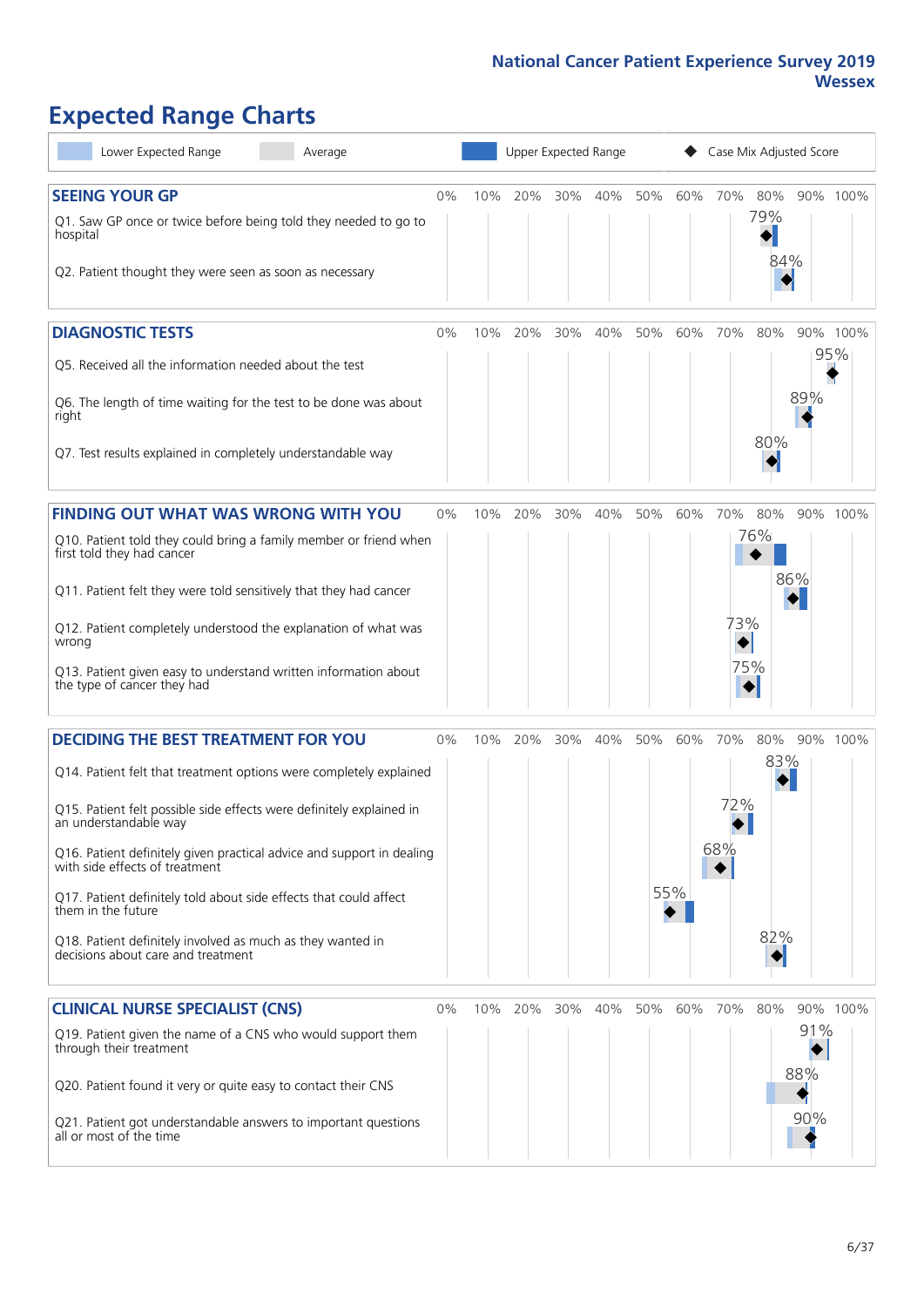# Expected Range Charts

Lower Expected Range | Average | Upper Expected Range | Case Mix Adjusted Score

## SEEING YOUR GP

| Question | Case Mix Adjusted Score |
|---|---|
| Q1. Saw GP once or twice before being told they needed to go to hospital | 79% |
| Q2. Patient thought they were seen as soon as necessary | 84% |

## DIAGNOSTIC TESTS

| Question | Case Mix Adjusted Score |
|---|---|
| Q5. Received all the information needed about the test | 95% |
| Q6. The length of time waiting for the test to be done was about right | 89% |
| Q7. Test results explained in completely understandable way | 80% |

## FINDING OUT WHAT WAS WRONG WITH YOU

| Question | Case Mix Adjusted Score |
|---|---|
| Q10. Patient told they could bring a family member or friend when first told they had cancer | 76% |
| Q11. Patient felt they were told sensitively that they had cancer | 86% |
| Q12. Patient completely understood the explanation of what was wrong | 73% |
| Q13. Patient given easy to understand written information about the type of cancer they had | 75% |

## DECIDING THE BEST TREATMENT FOR YOU

| Question | Case Mix Adjusted Score |
|---|---|
| Q14. Patient felt that treatment options were completely explained | 83% |
| Q15. Patient felt possible side effects were definitely explained in an understandable way | 72% |
| Q16. Patient definitely given practical advice and support in dealing with side effects of treatment | 68% |
| Q17. Patient definitely told about side effects that could affect them in the future | 55% |
| Q18. Patient definitely involved as much as they wanted in decisions about care and treatment | 82% |

## CLINICAL NURSE SPECIALIST (CNS)

| Question | Case Mix Adjusted Score |
|---|---|
| Q19. Patient given the name of a CNS who would support them through their treatment | 91% |
| Q20. Patient found it very or quite easy to contact their CNS | 88% |
| Q21. Patient got understandable answers to important questions all or most of the time | 90% |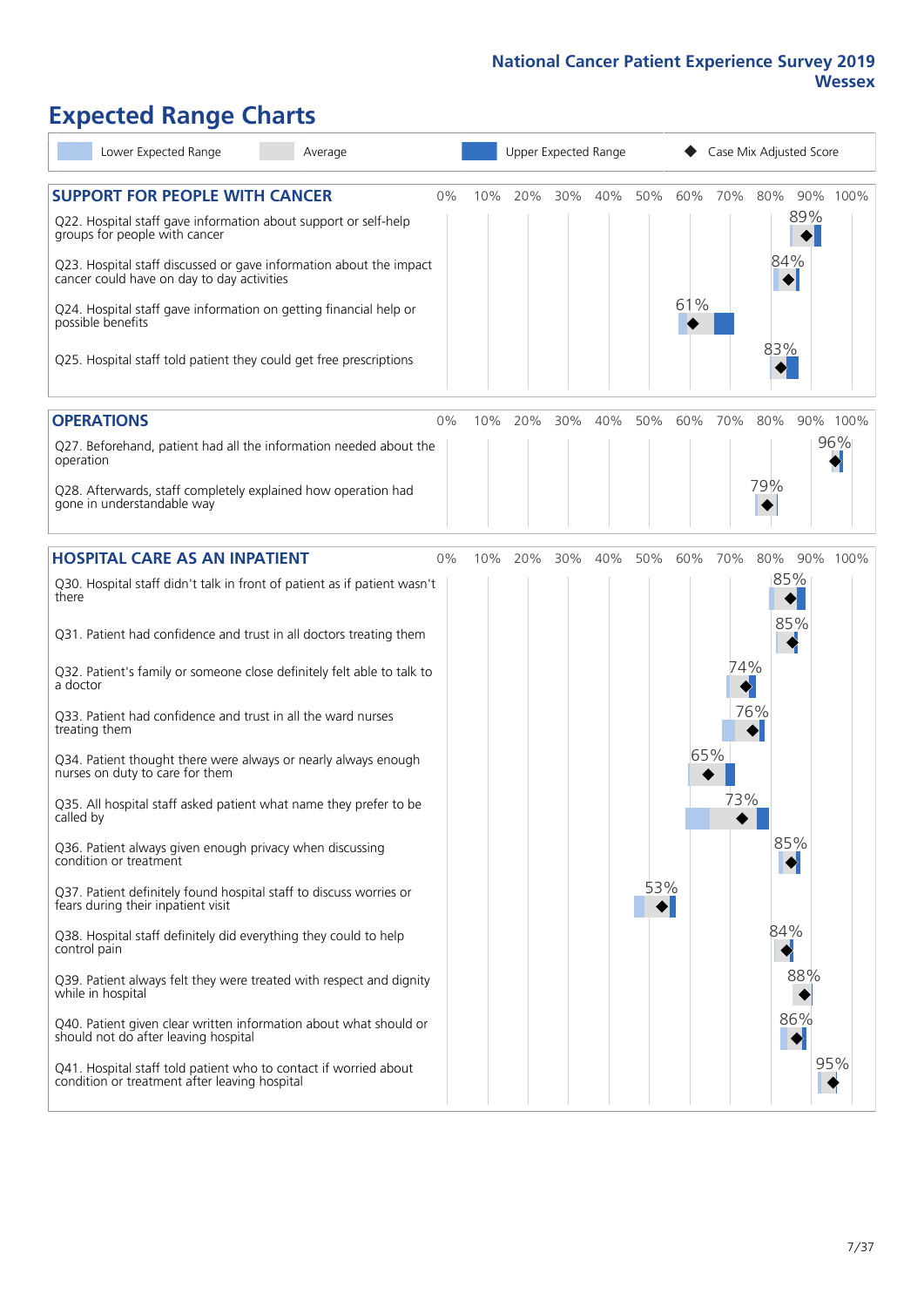# Expected Range Charts

Lower Expected Range | Average | Upper Expected Range | Case Mix Adjusted Score

## SUPPORT FOR PEOPLE WITH CANCER

| Question | Case Mix Adjusted Score |
|---|---|
| Q22. Hospital staff gave information about support or self-help groups for people with cancer | 89% |
| Q23. Hospital staff discussed or gave information about the impact cancer could have on day to day activities | 84% |
| Q24. Hospital staff gave information on getting financial help or possible benefits | 61% |
| Q25. Hospital staff told patient they could get free prescriptions | 83% |

## OPERATIONS

| Question | Case Mix Adjusted Score |
|---|---|
| Q27. Beforehand, patient had all the information needed about the operation | 96% |
| Q28. Afterwards, staff completely explained how operation had gone in understandable way | 79% |

## HOSPITAL CARE AS AN INPATIENT

| Question | Case Mix Adjusted Score |
|---|---|
| Q30. Hospital staff didn't talk in front of patient as if patient wasn't there | 85% |
| Q31. Patient had confidence and trust in all doctors treating them | 85% |
| Q32. Patient's family or someone close definitely felt able to talk to a doctor | 74% |
| Q33. Patient had confidence and trust in all the ward nurses treating them | 76% |
| Q34. Patient thought there were always or nearly always enough nurses on duty to care for them | 65% |
| Q35. All hospital staff asked patient what name they prefer to be called by | 73% |
| Q36. Patient always given enough privacy when discussing condition or treatment | 85% |
| Q37. Patient definitely found hospital staff to discuss worries or fears during their inpatient visit | 53% |
| Q38. Hospital staff definitely did everything they could to help control pain | 84% |
| Q39. Patient always felt they were treated with respect and dignity while in hospital | 88% |
| Q40. Patient given clear written information about what should or should not do after leaving hospital | 86% |
| Q41. Hospital staff told patient who to contact if worried about condition or treatment after leaving hospital | 95% |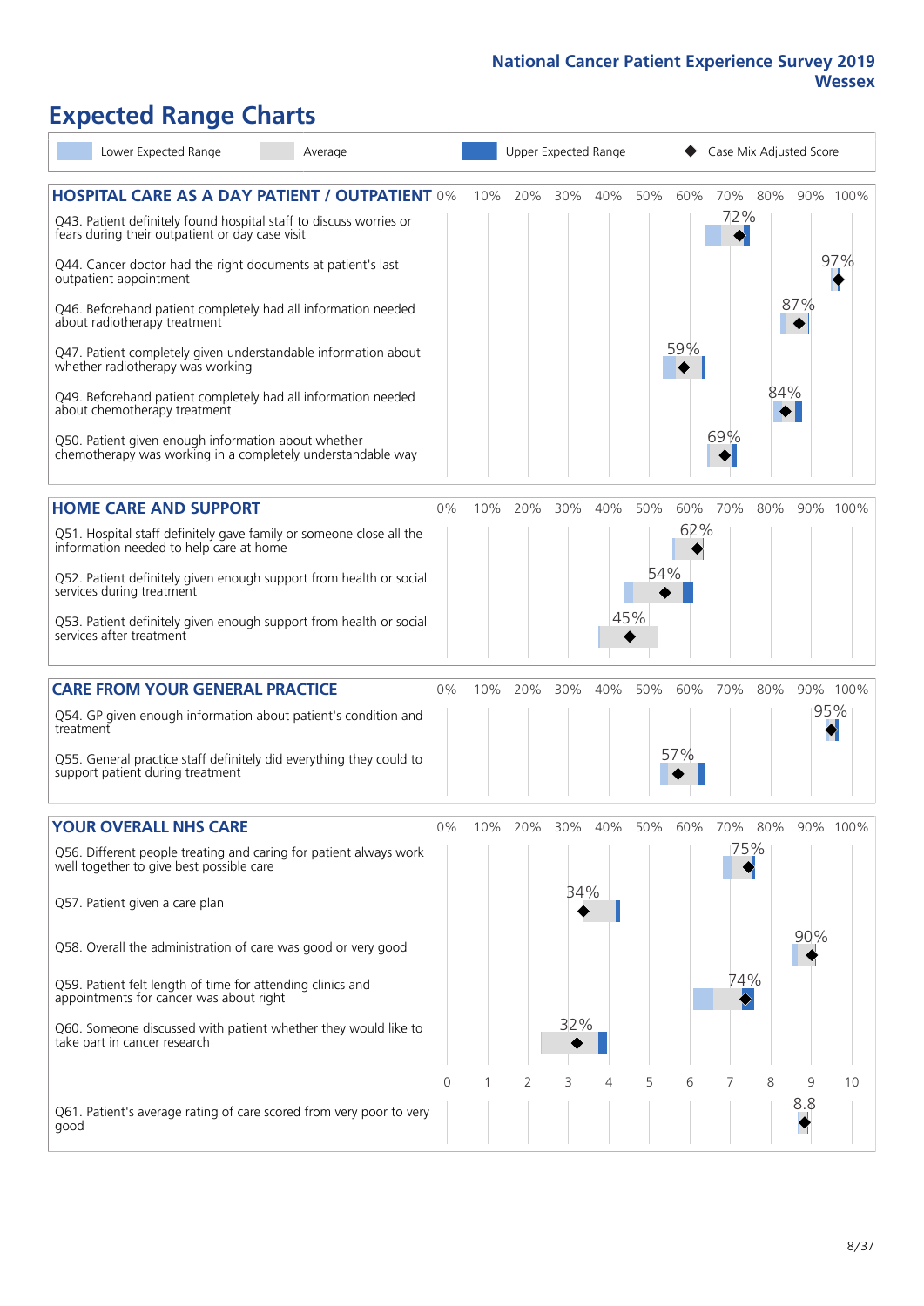# Expected Range Charts

Lower Expected Range | Average | Upper Expected Range | Case Mix Adjusted Score

## HOSPITAL CARE AS A DAY PATIENT / OUTPATIENT

| Question | Case Mix Adjusted Score |
|---|---|
| Q43. Patient definitely found hospital staff to discuss worries or fears during their outpatient or day case visit | 72% |
| Q44. Cancer doctor had the right documents at patient's last outpatient appointment | 97% |
| Q46. Beforehand patient completely had all information needed about radiotherapy treatment | 87% |
| Q47. Patient completely given understandable information about whether radiotherapy treatment was working | 59% |
| Q49. Beforehand patient completely had all information needed about chemotherapy treatment | 84% |
| Q50. Patient given enough information about whether chemotherapy was working in a completely understandable way | 69% |

## HOME CARE AND SUPPORT

| Question | Case Mix Adjusted Score |
|---|---|
| Q51. Hospital staff definitely gave family or someone close all the information needed to help care at home | 62% |
| Q52. Patient definitely given enough support from health or social services during treatment | 54% |
| Q53. Patient definitely given enough support from health or social services after treatment | 45% |

## CARE FROM YOUR GENERAL PRACTICE

| Question | Case Mix Adjusted Score |
|---|---|
| Q54. GP given enough information about patient's condition and treatment | 95% |
| Q55. General practice staff definitely did everything they could to support patient during treatment | 57% |

## YOUR OVERALL NHS CARE

| Question | Case Mix Adjusted Score |
|---|---|
| Q56. Different people treating and caring for patient always work well together to give best possible care | 75% |
| Q57. Patient given a care plan | 34% |
| Q58. Overall the administration of care was good or very good | 90% |
| Q59. Patient felt length of time for attending clinics and appointments for cancer was about right | 74% |
| Q60. Someone discussed with patient whether they would like to take part in cancer research | 32% |
| Q61. Patient's average rating of care scored from very poor to very good | 8.8 |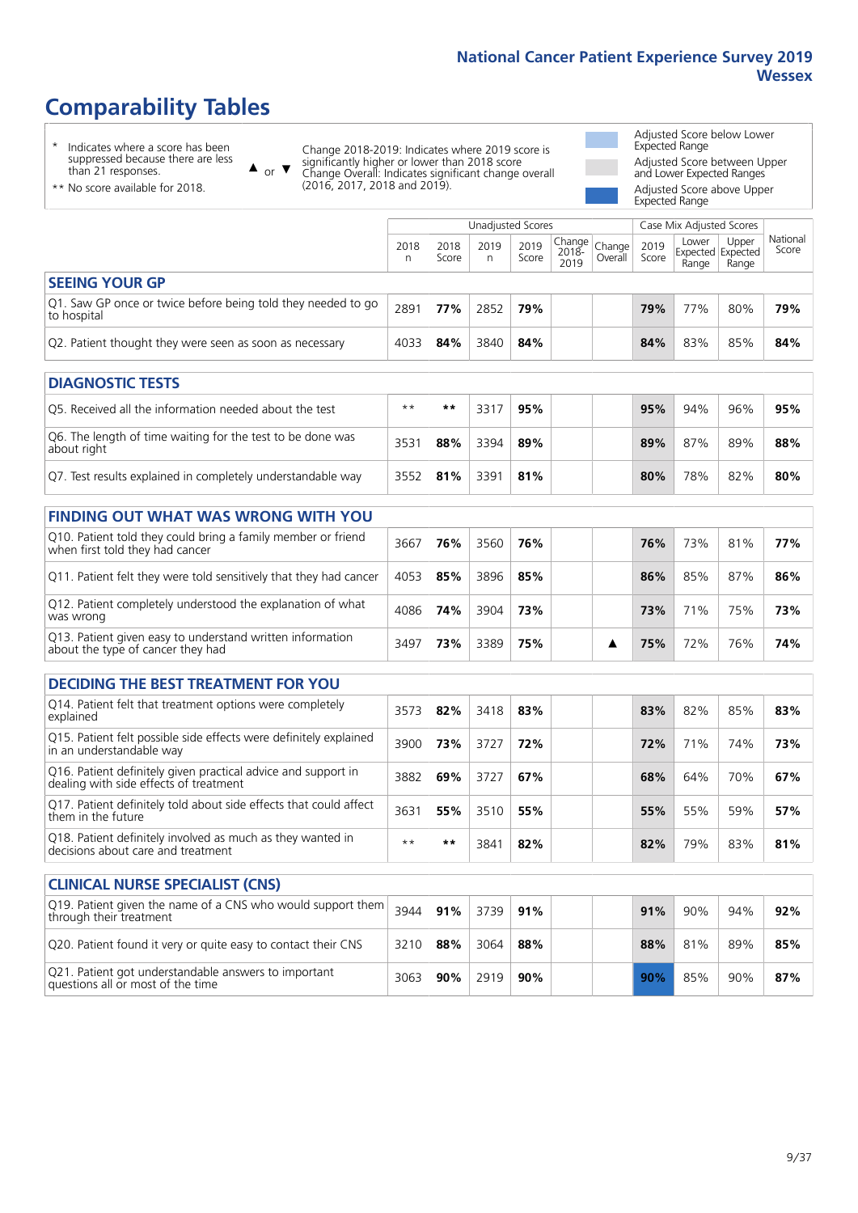# Comparability Tables

- \* Indicates where a score has been suppressed because there are less than 21 responses.
- \*\* No score available for 2018.

▲ or ▼ Change 2018-2019: Indicates where 2019 score is significantly higher or lower than 2018 score. Change Overall: Indicates significant change overall (2016, 2017, 2018 and 2019).

- Adjusted Score below Lower Expected Range
- Adjusted Score between Upper and Lower Expected Ranges
- Adjusted Score above Upper Expected Range

| | Unadjusted Scores | | | | | | Case Mix Adjusted Scores | | | |
|---|---|---|---|---|---|---|---|---|---|---|
| | 2018 n | 2018 Score | 2019 n | 2019 Score | Change 2018-2019 | Change Overall | 2019 Score | Lower Expected Range | Upper Expected Range | National Score |
| **SEEING YOUR GP** | | | | | | | | | | |
| Q1. Saw GP once or twice before being told they needed to go to hospital | 2891 | **77%** | 2852 | **79%** | | | **79%** | 77% | 80% | **79%** |
| Q2. Patient thought they were seen as soon as necessary | 4033 | **84%** | 3840 | **84%** | | | **84%** | 83% | 85% | **84%** |
| **DIAGNOSTIC TESTS** | | | | | | | | | | |
| Q5. Received all the information needed about the test | ** | ** | 3317 | **95%** | | | **95%** | 94% | 96% | **95%** |
| Q6. The length of time waiting for the test to be done was about right | 3531 | **88%** | 3394 | **89%** | | | **89%** | 87% | 89% | **88%** |
| Q7. Test results explained in completely understandable way | 3552 | **81%** | 3391 | **81%** | | | **80%** | 78% | 82% | **80%** |
| **FINDING OUT WHAT WAS WRONG WITH YOU** | | | | | | | | | | |
| Q10. Patient told they could bring a family member or friend when first told they had cancer | 3667 | **76%** | 3560 | **76%** | | | **76%** | 73% | 81% | **77%** |
| Q11. Patient felt they were told sensitively that they had cancer | 4053 | **85%** | 3896 | **85%** | | | **86%** | 85% | 87% | **86%** |
| Q12. Patient completely understood the explanation of what was wrong | 4086 | **74%** | 3904 | **73%** | | | **73%** | 71% | 75% | **73%** |
| Q13. Patient given easy to understand written information about the type of cancer they had | 3497 | **73%** | 3389 | **75%** | | ▲ | **75%** | 72% | 76% | **74%** |
| **DECIDING THE BEST TREATMENT FOR YOU** | | | | | | | | | | |
| Q14. Patient felt that treatment options were completely explained | 3573 | **82%** | 3418 | **83%** | | | **83%** | 82% | 85% | **83%** |
| Q15. Patient felt possible side effects were definitely explained in an understandable way | 3900 | **73%** | 3727 | **72%** | | | **72%** | 71% | 74% | **73%** |
| Q16. Patient definitely given practical advice and support in dealing with side effects of treatment | 3882 | **69%** | 3727 | **67%** | | | **68%** | 64% | 70% | **67%** |
| Q17. Patient definitely told about side effects that could affect them in the future | 3631 | **55%** | 3510 | **55%** | | | **55%** | 55% | 59% | **57%** |
| Q18. Patient definitely involved as much as they wanted in decisions about care and treatment | ** | ** | 3841 | **82%** | | | **82%** | 79% | 83% | **81%** |
| **CLINICAL NURSE SPECIALIST (CNS)** | | | | | | | | | | |
| Q19. Patient given the name of a CNS who would support them through their treatment | 3944 | **91%** | 3739 | **91%** | | | **91%** | 90% | 94% | **92%** |
| Q20. Patient found it very or quite easy to contact their CNS | 3210 | **88%** | 3064 | **88%** | | | **88%** | 81% | 89% | **85%** |
| Q21. Patient got understandable answers to important questions all or most of the time | 3063 | **90%** | 2919 | **90%** | | | **90%** | 85% | 90% | **87%** |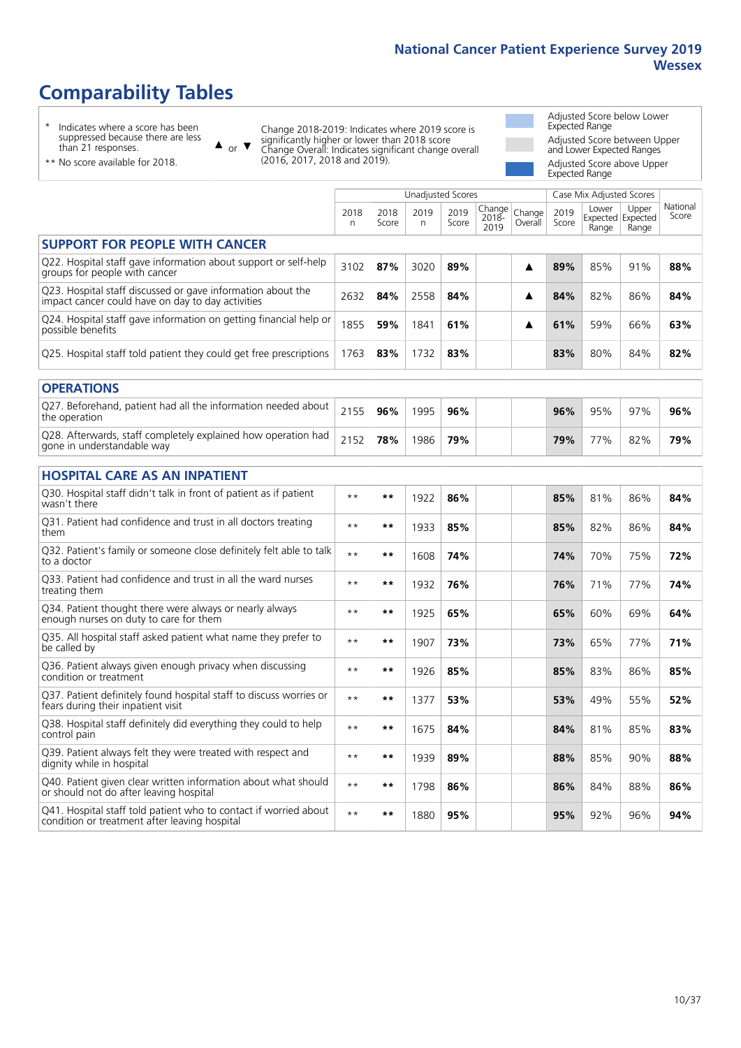# Comparability Tables

\* Indicates where a score has been suppressed because there are less than 21 responses.

\*\* No score available for 2018.

▲ or ▼ Change 2018-2019: Indicates where 2019 score is significantly higher or lower than 2018 score. Change Overall: Indicates significant change overall (2016, 2017, 2018 and 2019).

Adjusted Score below Lower Expected Range

Adjusted Score between Upper and Lower Expected Ranges

Adjusted Score above Upper Expected Range

| | Unadjusted Scores | | | | | | Case Mix Adjusted Scores | | | |
|---|---|---|---|---|---|---|---|---|---|---|
| | 2018 n | 2018 Score | 2019 n | 2019 Score | Change 2018-2019 | Change Overall | 2019 Score | Lower Expected Range | Upper Expected Range | National Score |
| **SUPPORT FOR PEOPLE WITH CANCER** | | | | | | | | | | |
| Q22. Hospital staff gave information about support or self-help groups for people with cancer | 3102 | **87%** | 3020 | **89%** | | ▲ | **89%** | 85% | 91% | **88%** |
| Q23. Hospital staff discussed or gave information about the impact cancer could have on day to day activities | 2632 | **84%** | 2558 | **84%** | | ▲ | **84%** | 82% | 86% | **84%** |
| Q24. Hospital staff gave information on getting financial help or possible benefits | 1855 | **59%** | 1841 | **61%** | | ▲ | **61%** | 59% | 66% | **63%** |
| Q25. Hospital staff told patient they could get free prescriptions | 1763 | **83%** | 1732 | **83%** | | | **83%** | 80% | 84% | **82%** |
| **OPERATIONS** | | | | | | | | | | |
| Q27. Beforehand, patient had all the information needed about the operation | 2155 | **96%** | 1995 | **96%** | | | **96%** | 95% | 97% | **96%** |
| Q28. Afterwards, staff completely explained how operation had gone in understandable way | 2152 | **78%** | 1986 | **79%** | | | **79%** | 77% | 82% | **79%** |
| **HOSPITAL CARE AS AN INPATIENT** | | | | | | | | | | |
| Q30. Hospital staff didn't talk in front of patient as if patient wasn't there | ** | ** | 1922 | **86%** | | | **85%** | 81% | 86% | **84%** |
| Q31. Patient had confidence and trust in all doctors treating them | ** | ** | 1933 | **85%** | | | **85%** | 82% | 86% | **84%** |
| Q32. Patient's family or someone close definitely felt able to talk to a doctor | ** | ** | 1608 | **74%** | | | **74%** | 70% | 75% | **72%** |
| Q33. Patient had confidence and trust in all the ward nurses treating them | ** | ** | 1932 | **76%** | | | **76%** | 71% | 77% | **74%** |
| Q34. Patient thought there were always or nearly always enough nurses on duty to care for them | ** | ** | 1925 | **65%** | | | **65%** | 60% | 69% | **64%** |
| Q35. All hospital staff asked patient what name they prefer to be called by | ** | ** | 1907 | **73%** | | | **73%** | 65% | 77% | **71%** |
| Q36. Patient always given enough privacy when discussing condition or treatment | ** | ** | 1926 | **85%** | | | **85%** | 83% | 86% | **85%** |
| Q37. Patient definitely found hospital staff to discuss worries or fears during their inpatient visit | ** | ** | 1377 | **53%** | | | **53%** | 49% | 55% | **52%** |
| Q38. Hospital staff definitely did everything they could to help control pain | ** | ** | 1675 | **84%** | | | **84%** | 81% | 85% | **83%** |
| Q39. Patient always felt they were treated with respect and dignity while in hospital | ** | ** | 1939 | **89%** | | | **88%** | 85% | 90% | **88%** |
| Q40. Patient given clear written information about what should or should not do after leaving hospital | ** | ** | 1798 | **86%** | | | **86%** | 84% | 88% | **86%** |
| Q41. Hospital staff told patient who to contact if worried about condition or treatment after leaving hospital | ** | ** | 1880 | **95%** | | | **95%** | 92% | 96% | **94%** |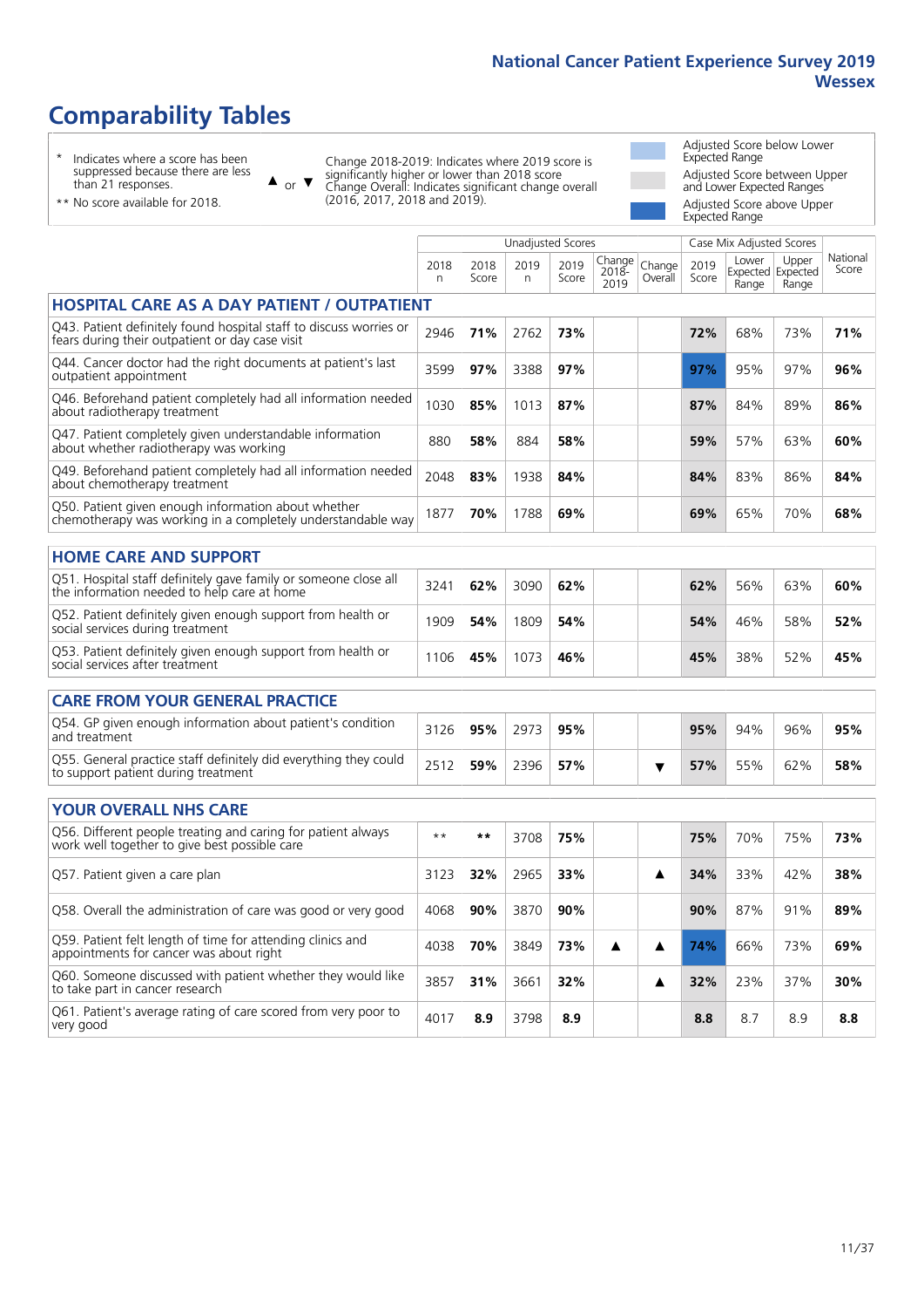# Comparability Tables

- \* Indicates where a score has been suppressed because there are less than 21 responses.
- \*\* No score available for 2018.

▲ or ▼ Change 2018-2019: Indicates where 2019 score is significantly higher or lower than 2018 score. Change Overall: Indicates significant change overall (2016, 2017, 2018 and 2019).

- Adjusted Score below Lower Expected Range
- Adjusted Score between Upper and Lower Expected Ranges
- Adjusted Score above Upper Expected Range

| | Unadjusted Scores | | | | | | Case Mix Adjusted Scores | | | |
|---|---|---|---|---|---|---|---|---|---|---|
| | 2018 n | 2018 Score | 2019 n | 2019 Score | Change 2018-2019 | Change Overall | 2019 Score | Lower Expected Range | Upper Expected Range | National Score |
| **HOSPITAL CARE AS A DAY PATIENT / OUTPATIENT** | | | | | | | | | | |
| Q43. Patient definitely found hospital staff to discuss worries or fears during their outpatient or day case visit | 2946 | 71% | 2762 | 73% | | | 72% | 68% | 73% | 71% |
| Q44. Cancer doctor had the right documents at patient's last outpatient appointment | 3599 | 97% | 3388 | 97% | | | 97% | 95% | 97% | 96% |
| Q46. Beforehand patient completely had all information needed about radiotherapy treatment | 1030 | 85% | 1013 | 87% | | | 87% | 84% | 89% | 86% |
| Q47. Patient completely given understandable information about whether radiotherapy was working | 880 | 58% | 884 | 58% | | | 59% | 57% | 63% | 60% |
| Q49. Beforehand patient completely had all information needed about chemotherapy treatment | 2048 | 83% | 1938 | 84% | | | 84% | 83% | 86% | 84% |
| Q50. Patient given enough information about whether chemotherapy was working in a completely understandable way | 1877 | 70% | 1788 | 69% | | | 69% | 65% | 70% | 68% |
| **HOME CARE AND SUPPORT** | | | | | | | | | | |
| Q51. Hospital staff definitely gave family or someone close all the information needed to help care at home | 3241 | 62% | 3090 | 62% | | | 62% | 56% | 63% | 60% |
| Q52. Patient definitely given enough support from health or social services during treatment | 1909 | 54% | 1809 | 54% | | | 54% | 46% | 58% | 52% |
| Q53. Patient definitely given enough support from health or social services after treatment | 1106 | 45% | 1073 | 46% | | | 45% | 38% | 52% | 45% |
| **CARE FROM YOUR GENERAL PRACTICE** | | | | | | | | | | |
| Q54. GP given enough information about patient's condition and treatment | 3126 | 95% | 2973 | 95% | | | 95% | 94% | 96% | 95% |
| Q55. General practice staff definitely did everything they could to support patient during treatment | 2512 | 59% | 2396 | 57% | | ▼ | 57% | 55% | 62% | 58% |
| **YOUR OVERALL NHS CARE** | | | | | | | | | | |
| Q56. Different people treating and caring for patient always work well together to give best possible care | \*\* | \*\* | 3708 | 75% | | | 75% | 70% | 75% | 73% |
| Q57. Patient given a care plan | 3123 | 32% | 2965 | 33% | | ▲ | 34% | 33% | 42% | 38% |
| Q58. Overall the administration of care was good or very good | 4068 | 90% | 3870 | 90% | | | 90% | 87% | 91% | 89% |
| Q59. Patient felt length of time for attending clinics and appointments for cancer was about right | 4038 | 70% | 3849 | 73% | ▲ | ▲ | 74% | 66% | 73% | 69% |
| Q60. Someone discussed with patient whether they would like to take part in cancer research | 3857 | 31% | 3661 | 32% | | ▲ | 32% | 23% | 37% | 30% |
| Q61. Patient's average rating of care scored from very poor to very good | 4017 | 8.9 | 3798 | 8.9 | | | 8.8 | 8.7 | 8.9 | 8.8 |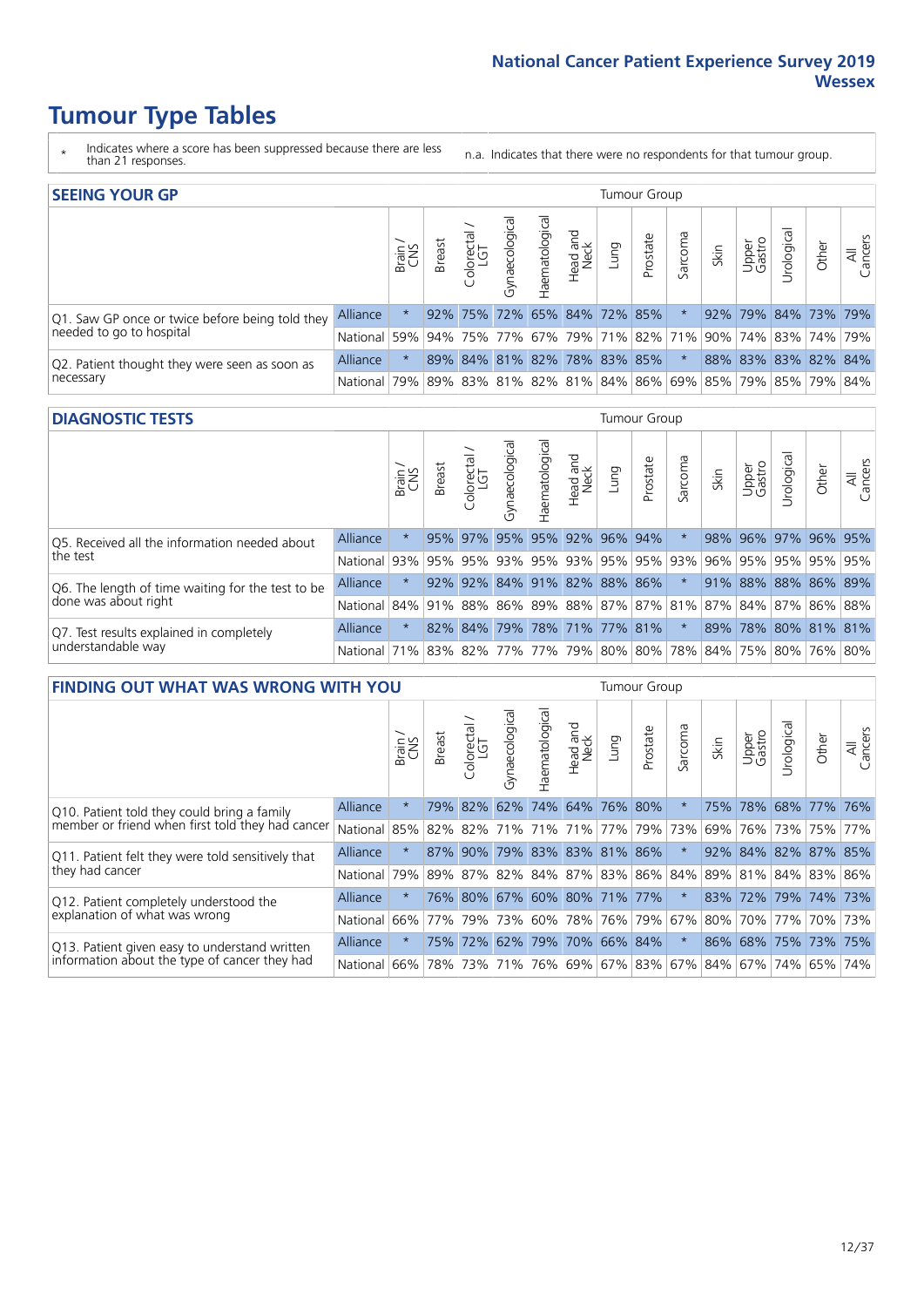# Tumour Type Tables

\* Indicates where a score has been suppressed because there are less than 21 responses.

n.a. Indicates that there were no respondents for that tumour group.

## SEEING YOUR GP

| | | Brain / CNS | Breast | Colorectal / LGT | Gynaecological | Haematological | Head and Neck | Lung | Prostate | Sarcoma | Skin | Upper Gastro | Urological | Other | All Cancers |
|---|---|---|---|---|---|---|---|---|---|---|---|---|---|---|---|
| Q1. Saw GP once or twice before being told they needed to go to hospital | Alliance | * | 92% | 75% | 72% | 65% | 84% | 72% | 85% | * | 92% | 79% | 84% | 73% | 79% |
| | National | 59% | 94% | 75% | 77% | 67% | 79% | 71% | 82% | 71% | 90% | 74% | 83% | 74% | 79% |
| Q2. Patient thought they were seen as soon as necessary | Alliance | * | 89% | 84% | 81% | 82% | 78% | 83% | 85% | * | 88% | 83% | 83% | 82% | 84% |
| | National | 79% | 89% | 83% | 81% | 82% | 81% | 84% | 86% | 69% | 85% | 79% | 85% | 79% | 84% |

## DIAGNOSTIC TESTS

| | | Brain / CNS | Breast | Colorectal / LGT | Gynaecological | Haematological | Head and Neck | Lung | Prostate | Sarcoma | Skin | Upper Gastro | Urological | Other | All Cancers |
|---|---|---|---|---|---|---|---|---|---|---|---|---|---|---|---|
| Q5. Received all the information needed about the test | Alliance | * | 95% | 97% | 95% | 95% | 92% | 96% | 94% | * | 98% | 96% | 97% | 96% | 95% |
| | National | 93% | 95% | 95% | 93% | 95% | 93% | 95% | 95% | 93% | 96% | 95% | 95% | 95% | 95% |
| Q6. The length of time waiting for the test to be done was about right | Alliance | * | 92% | 92% | 84% | 91% | 82% | 88% | 86% | * | 91% | 88% | 88% | 86% | 89% |
| | National | 84% | 91% | 88% | 86% | 89% | 88% | 87% | 87% | 81% | 87% | 84% | 87% | 86% | 88% |
| Q7. Test results explained in completely understandable way | Alliance | * | 82% | 84% | 79% | 78% | 71% | 77% | 81% | * | 89% | 78% | 80% | 81% | 81% |
| | National | 71% | 83% | 82% | 77% | 77% | 79% | 80% | 80% | 78% | 84% | 75% | 80% | 76% | 80% |

## FINDING OUT WHAT WAS WRONG WITH YOU

| | | Brain / CNS | Breast | Colorectal / LGT | Gynaecological | Haematological | Head and Neck | Lung | Prostate | Sarcoma | Skin | Upper Gastro | Urological | Other | All Cancers |
|---|---|---|---|---|---|---|---|---|---|---|---|---|---|---|---|
| Q10. Patient told they could bring a family member or friend when first told they had cancer | Alliance | * | 79% | 82% | 62% | 74% | 64% | 76% | 80% | * | 75% | 78% | 68% | 77% | 76% |
| | National | 85% | 82% | 82% | 71% | 71% | 71% | 77% | 79% | 73% | 69% | 76% | 73% | 75% | 77% |
| Q11. Patient felt they were told sensitively that they had cancer | Alliance | * | 87% | 90% | 79% | 83% | 83% | 81% | 86% | * | 92% | 84% | 82% | 87% | 85% |
| | National | 79% | 89% | 87% | 82% | 84% | 87% | 83% | 86% | 84% | 89% | 81% | 84% | 83% | 86% |
| Q12. Patient completely understood the explanation of what was wrong | Alliance | * | 76% | 80% | 67% | 60% | 80% | 71% | 77% | * | 83% | 72% | 79% | 74% | 73% |
| | National | 66% | 77% | 79% | 73% | 60% | 78% | 76% | 79% | 67% | 80% | 70% | 77% | 70% | 73% |
| Q13. Patient given easy to understand written information about the type of cancer they had | Alliance | * | 75% | 72% | 62% | 79% | 70% | 66% | 84% | * | 86% | 68% | 75% | 73% | 75% |
| | National | 66% | 78% | 73% | 71% | 76% | 69% | 67% | 83% | 67% | 84% | 67% | 74% | 65% | 74% |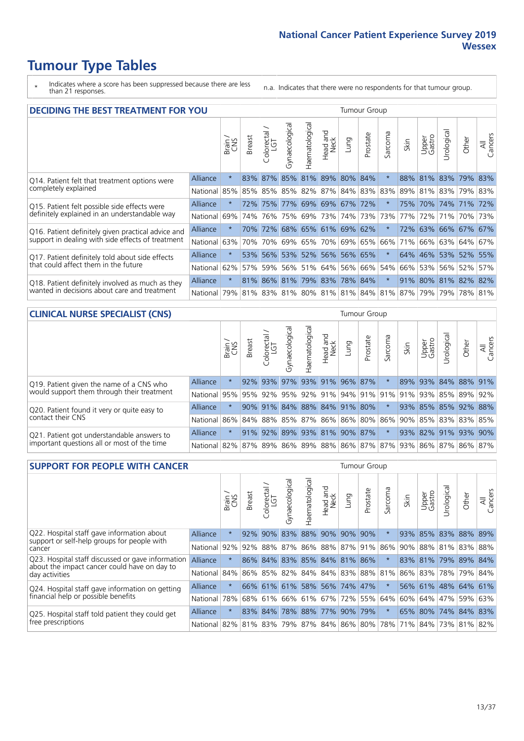# Tumour Type Tables

\* Indicates where a score has been suppressed because there are less than 21 responses.

n.a. Indicates that there were no respondents for that tumour group.

## DECIDING THE BEST TREATMENT FOR YOU

| | | Brain / CNS | Breast | Colorectal / LGT | Gynaecological | Haematological | Head and Neck | Lung | Prostate | Sarcoma | Skin | Upper Gastro | Urological | Other | All Cancers |
|---|---|---|---|---|---|---|---|---|---|---|---|---|---|---|---|
| Q14. Patient felt that treatment options were completely explained | Alliance | * | 83% | 87% | 85% | 81% | 89% | 80% | 84% | * | 88% | 81% | 83% | 79% | 83% |
| | National | 85% | 85% | 85% | 85% | 82% | 87% | 84% | 83% | 83% | 89% | 81% | 83% | 79% | 83% |
| Q15. Patient felt possible side effects were definitely explained in an understandable way | Alliance | * | 72% | 75% | 77% | 69% | 69% | 67% | 72% | * | 75% | 70% | 74% | 71% | 72% |
| | National | 69% | 74% | 76% | 75% | 69% | 73% | 74% | 73% | 73% | 77% | 72% | 71% | 70% | 73% |
| Q16. Patient definitely given practical advice and support in dealing with side effects of treatment | Alliance | * | 70% | 72% | 68% | 65% | 61% | 69% | 62% | * | 72% | 63% | 66% | 67% | 67% |
| | National | 63% | 70% | 70% | 69% | 65% | 70% | 69% | 65% | 66% | 71% | 66% | 63% | 64% | 67% |
| Q17. Patient definitely told about side effects that could affect them in the future | Alliance | * | 53% | 56% | 53% | 52% | 56% | 56% | 65% | * | 64% | 46% | 53% | 52% | 55% |
| | National | 62% | 57% | 59% | 56% | 51% | 64% | 56% | 66% | 54% | 66% | 53% | 56% | 52% | 57% |
| Q18. Patient definitely involved as much as they wanted in decisions about care and treatment | Alliance | * | 81% | 86% | 81% | 79% | 83% | 78% | 84% | * | 91% | 80% | 81% | 82% | 82% |
| | National | 79% | 81% | 83% | 81% | 80% | 81% | 81% | 84% | 81% | 87% | 79% | 79% | 78% | 81% |

## CLINICAL NURSE SPECIALIST (CNS)

| | | Brain / CNS | Breast | Colorectal / LGT | Gynaecological | Haematological | Head and Neck | Lung | Prostate | Sarcoma | Skin | Upper Gastro | Urological | Other | All Cancers |
|---|---|---|---|---|---|---|---|---|---|---|---|---|---|---|---|
| Q19. Patient given the name of a CNS who would support them through their treatment | Alliance | * | 92% | 93% | 97% | 93% | 91% | 96% | 87% | * | 89% | 93% | 84% | 88% | 91% |
| | National | 95% | 95% | 92% | 95% | 92% | 91% | 94% | 91% | 91% | 91% | 93% | 85% | 89% | 92% |
| Q20. Patient found it very or quite easy to contact their CNS | Alliance | * | 90% | 91% | 84% | 88% | 84% | 91% | 80% | * | 93% | 85% | 85% | 92% | 88% |
| | National | 86% | 84% | 88% | 85% | 87% | 86% | 86% | 80% | 86% | 90% | 85% | 83% | 83% | 85% |
| Q21. Patient got understandable answers to important questions all or most of the time | Alliance | * | 91% | 92% | 89% | 93% | 81% | 90% | 87% | * | 93% | 82% | 91% | 93% | 90% |
| | National | 82% | 87% | 89% | 86% | 89% | 88% | 86% | 87% | 87% | 93% | 86% | 87% | 86% | 87% |

## SUPPORT FOR PEOPLE WITH CANCER

| | | Brain / CNS | Breast | Colorectal / LGT | Gynaecological | Haematological | Head and Neck | Lung | Prostate | Sarcoma | Skin | Upper Gastro | Urological | Other | All Cancers |
|---|---|---|---|---|---|---|---|---|---|---|---|---|---|---|---|
| Q22. Hospital staff gave information about support or self-help groups for people with cancer | Alliance | * | 92% | 90% | 83% | 88% | 90% | 90% | 90% | * | 93% | 85% | 83% | 88% | 89% |
| | National | 92% | 92% | 88% | 87% | 86% | 88% | 87% | 91% | 86% | 90% | 88% | 81% | 83% | 88% |
| Q23. Hospital staff discussed or gave information about the impact cancer could have on day to day activities | Alliance | * | 86% | 84% | 83% | 85% | 84% | 81% | 86% | * | 83% | 81% | 79% | 89% | 84% |
| | National | 84% | 86% | 85% | 82% | 84% | 84% | 83% | 88% | 81% | 86% | 83% | 78% | 79% | 84% |
| Q24. Hospital staff gave information on getting financial help or possible benefits | Alliance | * | 66% | 61% | 61% | 58% | 56% | 74% | 47% | * | 56% | 61% | 48% | 64% | 61% |
| | National | 78% | 68% | 61% | 66% | 61% | 67% | 72% | 55% | 64% | 60% | 64% | 47% | 59% | 63% |
| Q25. Hospital staff told patient they could get free prescriptions | Alliance | * | 83% | 84% | 78% | 88% | 77% | 90% | 79% | * | 65% | 80% | 74% | 84% | 83% |
| | National | 82% | 81% | 83% | 79% | 87% | 84% | 86% | 80% | 78% | 71% | 84% | 73% | 81% | 82% |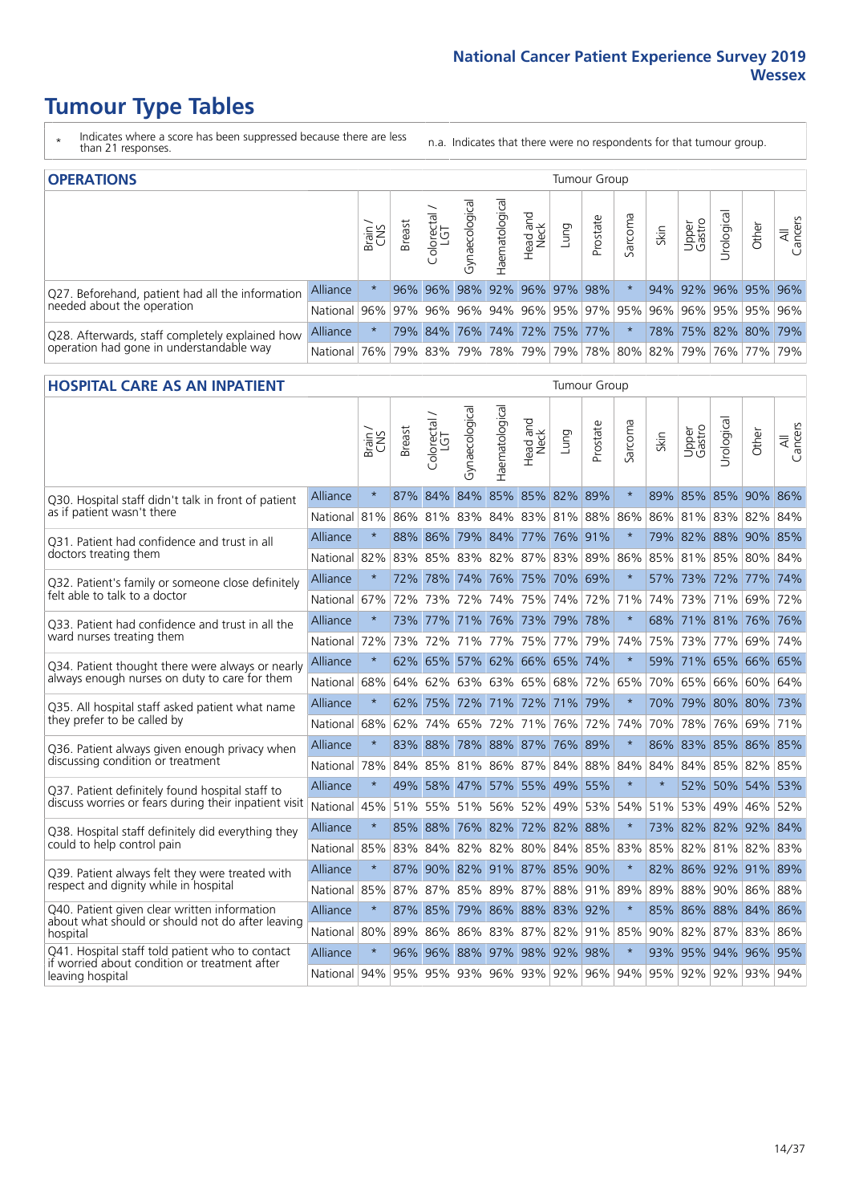# Tumour Type Tables

\* Indicates where a score has been suppressed because there are less than 21 responses.

n.a. Indicates that there were no respondents for that tumour group.

## OPERATIONS

| | | Brain / CNS | Breast | Colorectal / LGT | Gynaecological | Haematological | Head and Neck | Lung | Prostate | Sarcoma | Skin | Upper Gastro | Urological | Other | All Cancers |
|---|---|---|---|---|---|---|---|---|---|---|---|---|---|---|---|
| Q27. Beforehand, patient had all the information needed about the operation | Alliance | * | 96% | 96% | 98% | 92% | 96% | 97% | 98% | * | 94% | 92% | 96% | 95% | 96% |
| | National | 96% | 97% | 96% | 96% | 94% | 96% | 95% | 97% | 95% | 96% | 96% | 95% | 95% | 96% |
| Q28. Afterwards, staff completely explained how operation had gone in understandable way | Alliance | * | 79% | 84% | 76% | 74% | 72% | 75% | 77% | * | 78% | 75% | 82% | 80% | 79% |
| | National | 76% | 79% | 83% | 79% | 78% | 79% | 79% | 78% | 80% | 82% | 79% | 76% | 77% | 79% |

## HOSPITAL CARE AS AN INPATIENT

| | | Brain / CNS | Breast | Colorectal / LGT | Gynaecological | Haematological | Head and Neck | Lung | Prostate | Sarcoma | Skin | Upper Gastro | Urological | Other | All Cancers |
|---|---|---|---|---|---|---|---|---|---|---|---|---|---|---|---|
| Q30. Hospital staff didn't talk in front of patient as if patient wasn't there | Alliance | * | 87% | 84% | 84% | 85% | 85% | 82% | 89% | * | 89% | 85% | 85% | 90% | 86% |
| | National | 81% | 86% | 81% | 83% | 84% | 83% | 81% | 88% | 86% | 86% | 81% | 83% | 82% | 84% |
| Q31. Patient had confidence and trust in all doctors treating them | Alliance | * | 88% | 86% | 79% | 84% | 77% | 76% | 91% | * | 79% | 82% | 88% | 90% | 85% |
| | National | 82% | 83% | 85% | 83% | 82% | 87% | 83% | 89% | 86% | 85% | 81% | 85% | 80% | 84% |
| Q32. Patient's family or someone close definitely felt able to talk to a doctor | Alliance | * | 72% | 78% | 74% | 76% | 75% | 70% | 69% | * | 57% | 73% | 72% | 77% | 74% |
| | National | 67% | 72% | 73% | 72% | 74% | 75% | 74% | 72% | 71% | 74% | 73% | 71% | 69% | 72% |
| Q33. Patient had confidence and trust in all the ward nurses treating them | Alliance | * | 73% | 77% | 71% | 76% | 73% | 79% | 78% | * | 68% | 71% | 81% | 76% | 76% |
| | National | 72% | 73% | 72% | 71% | 77% | 75% | 77% | 79% | 74% | 75% | 73% | 77% | 69% | 74% |
| Q34. Patient thought there were always or nearly always enough nurses on duty to care for them | Alliance | * | 62% | 65% | 57% | 62% | 66% | 65% | 74% | * | 59% | 71% | 65% | 66% | 65% |
| | National | 68% | 64% | 62% | 63% | 63% | 65% | 68% | 72% | 65% | 70% | 65% | 66% | 60% | 64% |
| Q35. All hospital staff asked patient what name they prefer to be called by | Alliance | * | 62% | 75% | 72% | 71% | 72% | 71% | 79% | * | 70% | 79% | 80% | 80% | 73% |
| | National | 68% | 62% | 74% | 65% | 72% | 71% | 76% | 72% | 74% | 70% | 78% | 76% | 69% | 71% |
| Q36. Patient always given enough privacy when discussing condition or treatment | Alliance | * | 83% | 88% | 78% | 88% | 87% | 76% | 89% | * | 86% | 83% | 85% | 86% | 85% |
| | National | 78% | 84% | 85% | 81% | 86% | 87% | 84% | 88% | 84% | 84% | 84% | 85% | 82% | 85% |
| Q37. Patient definitely found hospital staff to discuss worries or fears during their inpatient visit | Alliance | * | 49% | 58% | 47% | 57% | 55% | 49% | 55% | * | * | 52% | 50% | 54% | 53% |
| | National | 45% | 51% | 55% | 51% | 56% | 52% | 49% | 53% | 54% | 51% | 53% | 49% | 46% | 52% |
| Q38. Hospital staff definitely did everything they could to help control pain | Alliance | * | 85% | 88% | 76% | 82% | 72% | 82% | 88% | * | 73% | 82% | 82% | 92% | 84% |
| | National | 85% | 83% | 84% | 82% | 82% | 80% | 84% | 85% | 83% | 85% | 82% | 81% | 82% | 83% |
| Q39. Patient always felt they were treated with respect and dignity while in hospital | Alliance | * | 87% | 90% | 82% | 91% | 87% | 85% | 90% | * | 82% | 86% | 92% | 91% | 89% |
| | National | 85% | 87% | 87% | 85% | 89% | 87% | 88% | 91% | 89% | 89% | 88% | 90% | 86% | 88% |
| Q40. Patient given clear written information about what should or should not do after leaving hospital | Alliance | * | 87% | 85% | 79% | 86% | 88% | 83% | 92% | * | 85% | 86% | 88% | 84% | 86% |
| | National | 80% | 89% | 86% | 86% | 83% | 87% | 82% | 91% | 85% | 90% | 82% | 87% | 83% | 86% |
| Q41. Hospital staff told patient who to contact if worried about condition or treatment after leaving hospital | Alliance | * | 96% | 96% | 88% | 97% | 98% | 92% | 98% | * | 93% | 95% | 94% | 96% | 95% |
| | National | 94% | 95% | 95% | 93% | 96% | 93% | 92% | 96% | 94% | 95% | 92% | 92% | 93% | 94% |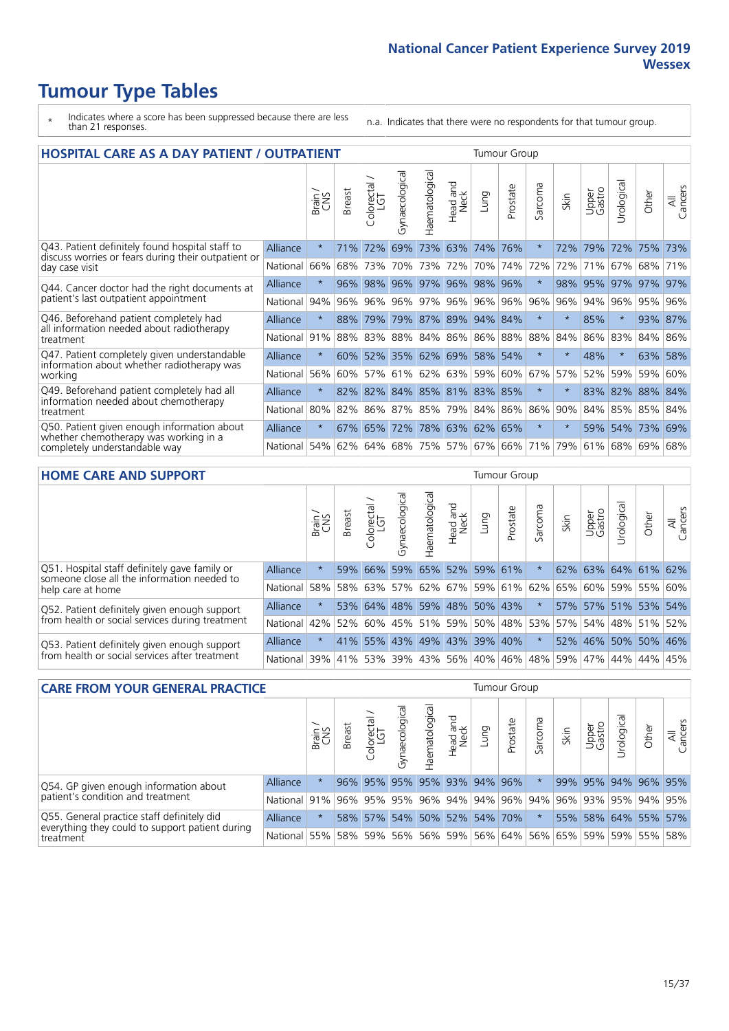# Tumour Type Tables

\* Indicates where a score has been suppressed because there are less than 21 responses.

n.a. Indicates that there were no respondents for that tumour group.

## HOSPITAL CARE AS A DAY PATIENT / OUTPATIENT

| | | Brain / CNS | Breast | Colorectal / LGT | Gynaecological | Haematological | Head and Neck | Lung | Prostate | Sarcoma | Skin | Upper Gastro | Urological | Other | All Cancers |
|---|---|---|---|---|---|---|---|---|---|---|---|---|---|---|---|
| Q43. Patient definitely found hospital staff to discuss worries or fears during their outpatient or day case visit | Alliance | * | 71% | 72% | 69% | 73% | 63% | 74% | 76% | * | 72% | 79% | 72% | 75% | 73% |
| | National | 66% | 68% | 73% | 70% | 73% | 72% | 70% | 74% | 72% | 72% | 71% | 67% | 68% | 71% |
| Q44. Cancer doctor had the right documents at patient's last outpatient appointment | Alliance | * | 96% | 98% | 96% | 97% | 96% | 98% | 96% | * | 98% | 95% | 97% | 97% | 97% |
| | National | 94% | 96% | 96% | 96% | 97% | 96% | 96% | 96% | 96% | 96% | 94% | 96% | 95% | 96% |
| Q46. Beforehand patient completely had all information needed about radiotherapy treatment | Alliance | * | 88% | 79% | 79% | 87% | 89% | 94% | 84% | * | * | 85% | * | 93% | 87% |
| | National | 91% | 88% | 83% | 88% | 84% | 86% | 86% | 88% | 88% | 84% | 86% | 83% | 84% | 86% |
| Q47. Patient completely given understandable information about whether radiotherapy was working | Alliance | * | 60% | 52% | 35% | 62% | 69% | 58% | 54% | * | * | 48% | * | 63% | 58% |
| | National | 56% | 60% | 57% | 61% | 62% | 63% | 59% | 60% | 67% | 57% | 52% | 59% | 59% | 60% |
| Q49. Beforehand patient completely had all information needed about chemotherapy treatment | Alliance | * | 82% | 82% | 84% | 85% | 81% | 83% | 85% | * | * | 83% | 82% | 88% | 84% |
| | National | 80% | 82% | 86% | 87% | 85% | 79% | 84% | 86% | 86% | 90% | 84% | 85% | 85% | 84% |
| Q50. Patient given enough information about whether chemotherapy was working in a completely understandable way | Alliance | * | 67% | 65% | 72% | 78% | 63% | 62% | 65% | * | * | 59% | 54% | 73% | 69% |
| | National | 54% | 62% | 64% | 68% | 75% | 57% | 67% | 66% | 71% | 79% | 61% | 68% | 69% | 68% |

## HOME CARE AND SUPPORT

| | | Brain / CNS | Breast | Colorectal / LGT | Gynaecological | Haematological | Head and Neck | Lung | Prostate | Sarcoma | Skin | Upper Gastro | Urological | Other | All Cancers |
|---|---|---|---|---|---|---|---|---|---|---|---|---|---|---|---|
| Q51. Hospital staff definitely gave family or someone close all the information needed to help care at home | Alliance | * | 59% | 66% | 59% | 65% | 52% | 59% | 61% | * | 62% | 63% | 64% | 61% | 62% |
| | National | 58% | 58% | 63% | 57% | 62% | 67% | 59% | 61% | 62% | 65% | 60% | 59% | 55% | 60% |
| Q52. Patient definitely given enough support from health or social services during treatment | Alliance | * | 53% | 64% | 48% | 59% | 48% | 50% | 43% | * | 57% | 57% | 51% | 53% | 54% |
| | National | 42% | 52% | 60% | 45% | 51% | 59% | 50% | 48% | 53% | 57% | 54% | 48% | 51% | 52% |
| Q53. Patient definitely given enough support from health or social services after treatment | Alliance | * | 41% | 55% | 43% | 49% | 43% | 39% | 40% | * | 52% | 46% | 50% | 50% | 46% |
| | National | 39% | 41% | 53% | 39% | 43% | 56% | 40% | 46% | 48% | 59% | 47% | 44% | 44% | 45% |

## CARE FROM YOUR GENERAL PRACTICE

| | | Brain / CNS | Breast | Colorectal / LGT | Gynaecological | Haematological | Head and Neck | Lung | Prostate | Sarcoma | Skin | Upper Gastro | Urological | Other | All Cancers |
|---|---|---|---|---|---|---|---|---|---|---|---|---|---|---|---|
| Q54. GP given enough information about patient's condition and treatment | Alliance | * | 96% | 95% | 95% | 95% | 93% | 94% | 96% | * | 99% | 95% | 94% | 96% | 95% |
| | National | 91% | 96% | 95% | 95% | 96% | 94% | 94% | 96% | 94% | 96% | 93% | 95% | 94% | 95% |
| Q55. General practice staff definitely did everything they could to support patient during treatment | Alliance | * | 58% | 57% | 54% | 50% | 52% | 54% | 70% | * | 55% | 58% | 64% | 55% | 57% |
| | National | 55% | 58% | 59% | 56% | 56% | 59% | 56% | 64% | 56% | 65% | 59% | 59% | 55% | 58% |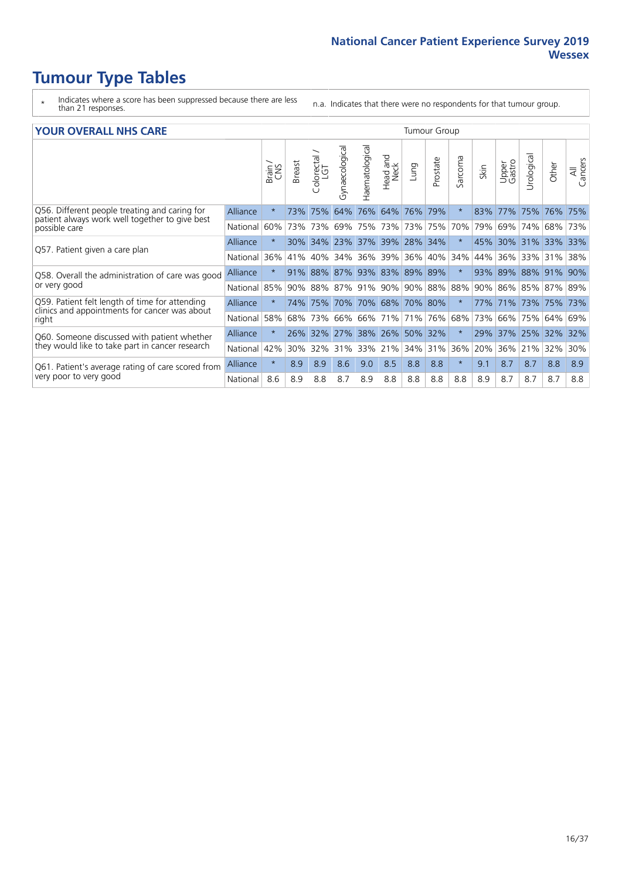# Tumour Type Tables

\* Indicates where a score has been suppressed because there are less than 21 responses.

n.a. Indicates that there were no respondents for that tumour group.

## YOUR OVERALL NHS CARE

| | | Brain / CNS | Breast | Colorectal / LGT | Gynaecological | Haematological | Head and Neck | Lung | Prostate | Sarcoma | Skin | Upper Gastro | Urological | Other | All Cancers |
|---|---|---|---|---|---|---|---|---|---|---|---|---|---|---|---|
| Q56. Different people treating and caring for patient always work well together to give best possible care | Alliance | * | 73% | 75% | 64% | 76% | 64% | 76% | 79% | * | 83% | 77% | 75% | 76% | 75% |
| | National | 60% | 73% | 73% | 69% | 75% | 73% | 73% | 75% | 70% | 79% | 69% | 74% | 68% | 73% |
| Q57. Patient given a care plan | Alliance | * | 30% | 34% | 23% | 37% | 39% | 28% | 34% | * | 45% | 30% | 31% | 33% | 33% |
| | National | 36% | 41% | 40% | 34% | 36% | 39% | 36% | 40% | 34% | 44% | 36% | 33% | 31% | 38% |
| Q58. Overall the administration of care was good or very good | Alliance | * | 91% | 88% | 87% | 93% | 83% | 89% | 89% | * | 93% | 89% | 88% | 91% | 90% |
| | National | 85% | 90% | 88% | 87% | 91% | 90% | 90% | 88% | 88% | 90% | 86% | 85% | 87% | 89% |
| Q59. Patient felt length of time for attending clinics and appointments for cancer was about right | Alliance | * | 74% | 75% | 70% | 70% | 68% | 70% | 80% | * | 77% | 71% | 73% | 75% | 73% |
| | National | 58% | 68% | 73% | 66% | 66% | 71% | 71% | 76% | 68% | 73% | 66% | 75% | 64% | 69% |
| Q60. Someone discussed with patient whether they would like to take part in cancer research | Alliance | * | 26% | 32% | 27% | 38% | 26% | 50% | 32% | * | 29% | 37% | 25% | 32% | 32% |
| | National | 42% | 30% | 32% | 31% | 33% | 21% | 34% | 31% | 36% | 20% | 36% | 21% | 32% | 30% |
| Q61. Patient's average rating of care scored from very poor to very good | Alliance | * | 8.9 | 8.9 | 8.6 | 9.0 | 8.5 | 8.8 | 8.8 | * | 9.1 | 8.7 | 8.7 | 8.8 | 8.9 |
| | National | 8.6 | 8.9 | 8.8 | 8.7 | 8.9 | 8.8 | 8.8 | 8.8 | 8.8 | 8.9 | 8.7 | 8.7 | 8.7 | 8.8 |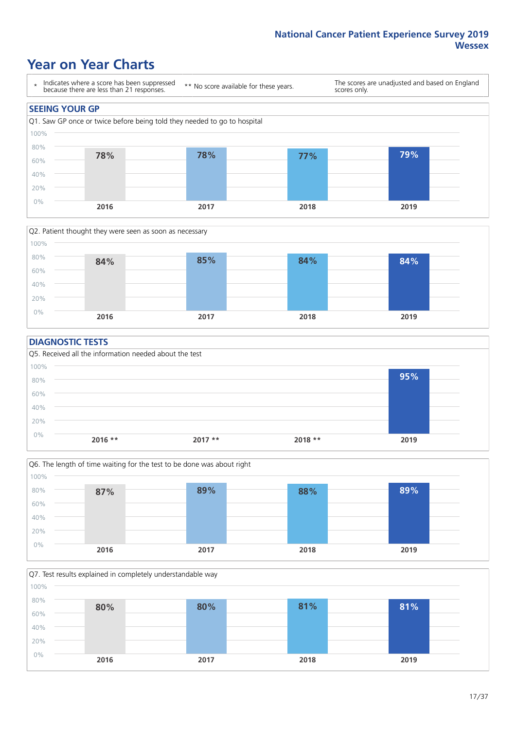# Year on Year Charts

* Indicates where a score has been suppressed because there are less than 21 responses.

** No score available for these years.

The scores are unadjusted and based on England scores only.

## SEEING YOUR GP

Q1. Saw GP once or twice before being told they needed to go to hospital

| 2016 | 2017 | 2018 | 2019 |
|---|---|---|---|
| 78% | 78% | 77% | 79% |

Q2. Patient thought they were seen as soon as necessary

| 2016 | 2017 | 2018 | 2019 |
|---|---|---|---|
| 84% | 85% | 84% | 84% |

## DIAGNOSTIC TESTS

Q5. Received all the information needed about the test

| 2016 ** | 2017 ** | 2018 ** | 2019 |
|---|---|---|---|
| | | | 95% |

Q6. The length of time waiting for the test to be done was about right

| 2016 | 2017 | 2018 | 2019 |
|---|---|---|---|
| 87% | 89% | 88% | 89% |

Q7. Test results explained in completely understandable way

| 2016 | 2017 | 2018 | 2019 |
|---|---|---|---|
| 80% | 80% | 81% | 81% |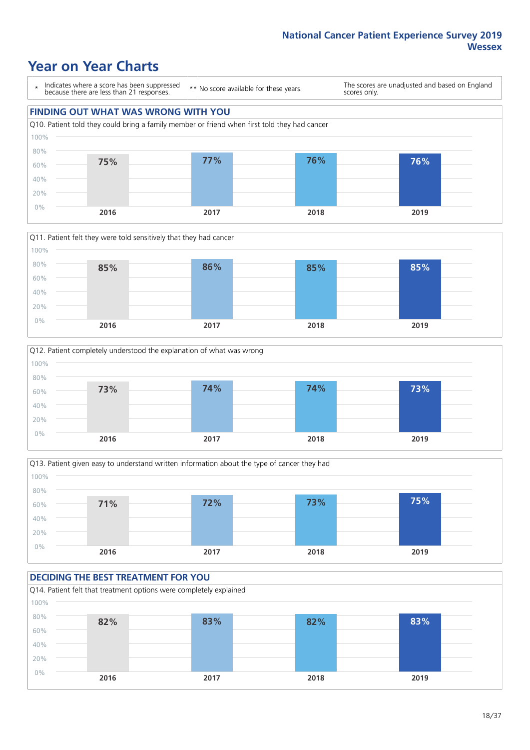# Year on Year Charts

\* Indicates where a score has been suppressed because there are less than 21 responses.

** No score available for these years.

The scores are unadjusted and based on England scores only.

## FINDING OUT WHAT WAS WRONG WITH YOU

Q10. Patient told they could bring a family member or friend when first told they had cancer

| 2016 | 2017 | 2018 | 2019 |
|---|---|---|---|
| 75% | 77% | 76% | 76% |

Q11. Patient felt they were told sensitively that they had cancer

| 2016 | 2017 | 2018 | 2019 |
|---|---|---|---|
| 85% | 86% | 85% | 85% |

Q12. Patient completely understood the explanation of what was wrong

| 2016 | 2017 | 2018 | 2019 |
|---|---|---|---|
| 73% | 74% | 74% | 73% |

Q13. Patient given easy to understand written information about the type of cancer they had

| 2016 | 2017 | 2018 | 2019 |
|---|---|---|---|
| 71% | 72% | 73% | 75% |

## DECIDING THE BEST TREATMENT FOR YOU

Q14. Patient felt that treatment options were completely explained

| 2016 | 2017 | 2018 | 2019 |
|---|---|---|---|
| 82% | 83% | 82% | 83% |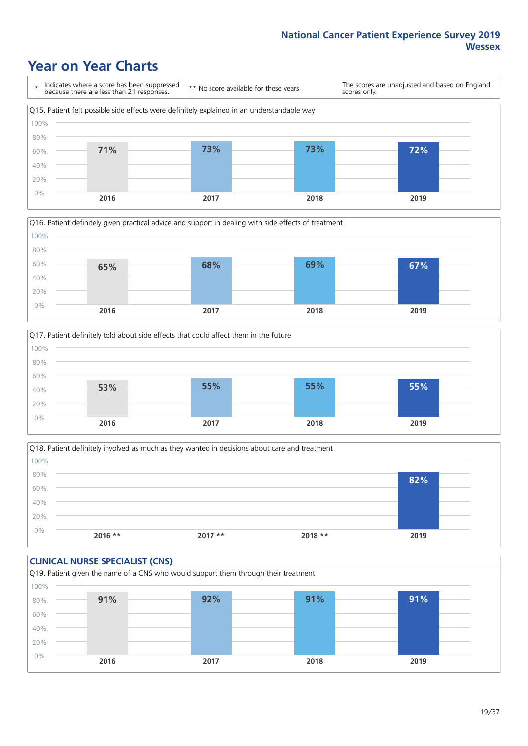# Year on Year Charts

\* Indicates where a score has been suppressed because there are less than 21 responses.

** No score available for these years.

The scores are unadjusted and based on England scores only.

Q15. Patient felt possible side effects were definitely explained in an understandable way

| 2016 | 2017 | 2018 | 2019 |
|---|---|---|---|
| 71% | 73% | 73% | 72% |

Q16. Patient definitely given practical advice and support in dealing with side effects of treatment

| 2016 | 2017 | 2018 | 2019 |
|---|---|---|---|
| 65% | 68% | 69% | 67% |

Q17. Patient definitely told about side effects that could affect them in the future

| 2016 | 2017 | 2018 | 2019 |
|---|---|---|---|
| 53% | 55% | 55% | 55% |

Q18. Patient definitely involved as much as they wanted in decisions about care and treatment

| 2016 ** | 2017 ** | 2018 ** | 2019 |
|---|---|---|---|
| | | | 82% |

## CLINICAL NURSE SPECIALIST (CNS)

Q19. Patient given the name of a CNS who would support them through their treatment

| 2016 | 2017 | 2018 | 2019 |
|---|---|---|---|
| 91% | 92% | 91% | 91% |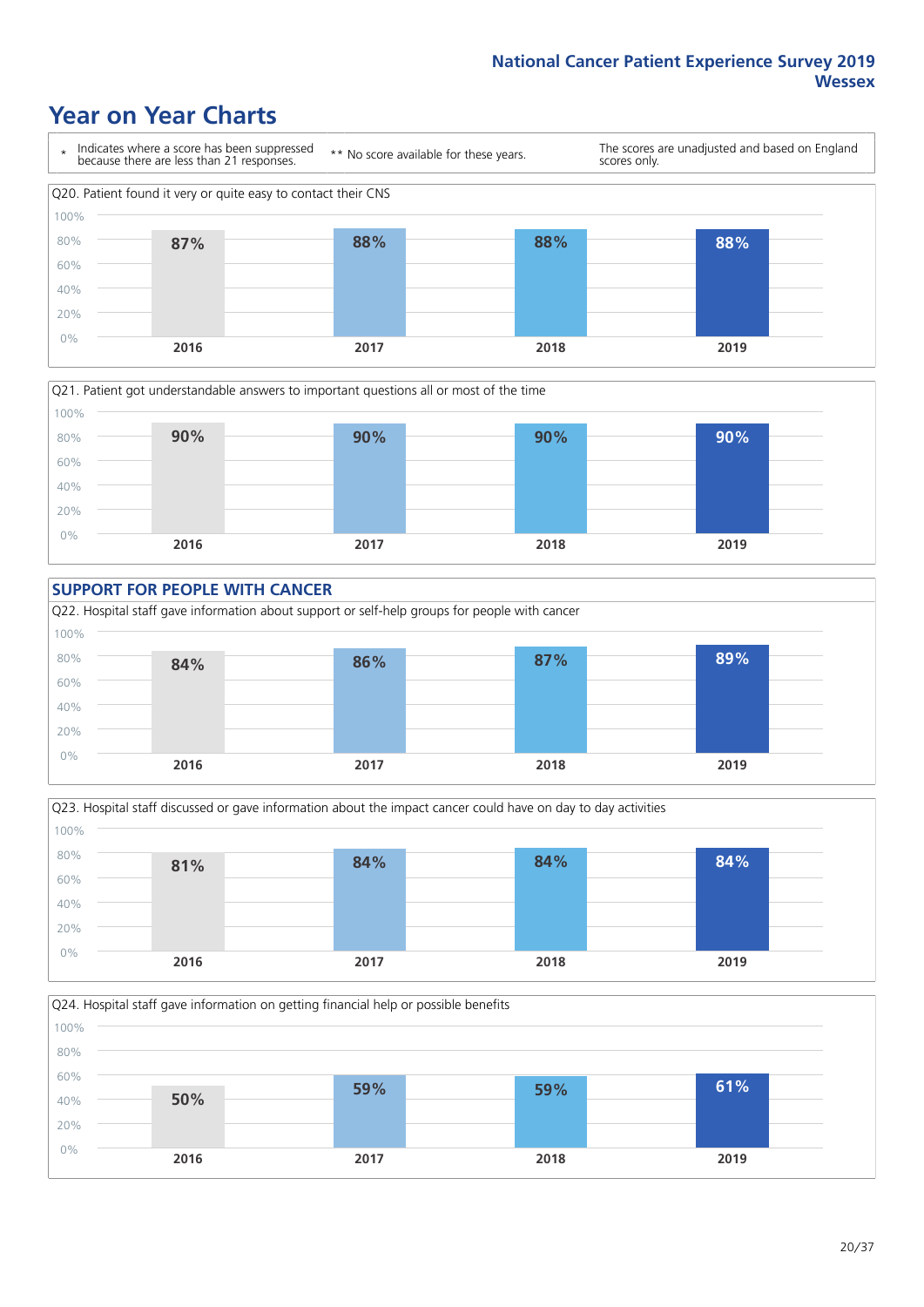National Cancer Patient Experience Survey 2019
Wessex

# Year on Year Charts

\* Indicates where a score has been suppressed because there are less than 21 responses.

** No score available for these years.

The scores are unadjusted and based on England scores only.

Q20. Patient found it very or quite easy to contact their CNS

| 2016 | 2017 | 2018 | 2019 |
| --- | --- | --- | --- |
| 87% | 88% | 88% | 88% |

Q21. Patient got understandable answers to important questions all or most of the time

| 2016 | 2017 | 2018 | 2019 |
| --- | --- | --- | --- |
| 90% | 90% | 90% | 90% |

## SUPPORT FOR PEOPLE WITH CANCER

Q22. Hospital staff gave information about support or self-help groups for people with cancer

| 2016 | 2017 | 2018 | 2019 |
| --- | --- | --- | --- |
| 84% | 86% | 87% | 89% |

Q23. Hospital staff discussed or gave information about the impact cancer could have on day to day activities

| 2016 | 2017 | 2018 | 2019 |
| --- | --- | --- | --- |
| 81% | 84% | 84% | 84% |

Q24. Hospital staff gave information on getting financial help or possible benefits

| 2016 | 2017 | 2018 | 2019 |
| --- | --- | --- | --- |
| 50% | 59% | 59% | 61% |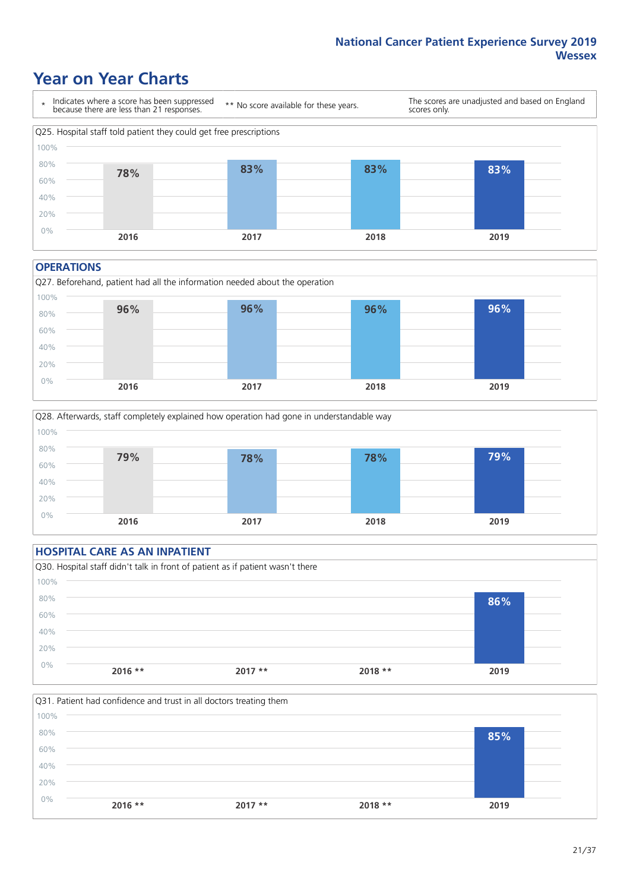# Year on Year Charts

\* Indicates where a score has been suppressed because there are less than 21 responses.

\*\* No score available for these years.

The scores are unadjusted and based on England scores only.

Q25. Hospital staff told patient they could get free prescriptions

| 2016 | 2017 | 2018 | 2019 |
|---|---|---|---|
| 78% | 83% | 83% | 83% |

## OPERATIONS

Q27. Beforehand, patient had all the information needed about the operation

| 2016 | 2017 | 2018 | 2019 |
|---|---|---|---|
| 96% | 96% | 96% | 96% |

Q28. Afterwards, staff completely explained how operation had gone in understandable way

| 2016 | 2017 | 2018 | 2019 |
|---|---|---|---|
| 79% | 78% | 78% | 79% |

## HOSPITAL CARE AS AN INPATIENT

Q30. Hospital staff didn't talk in front of patient as if patient wasn't there

| 2016 ** | 2017 ** | 2018 ** | 2019 |
|---|---|---|---|
| | | | 86% |

Q31. Patient had confidence and trust in all doctors treating them

| 2016 ** | 2017 ** | 2018 ** | 2019 |
|---|---|---|---|
| | | | 85% |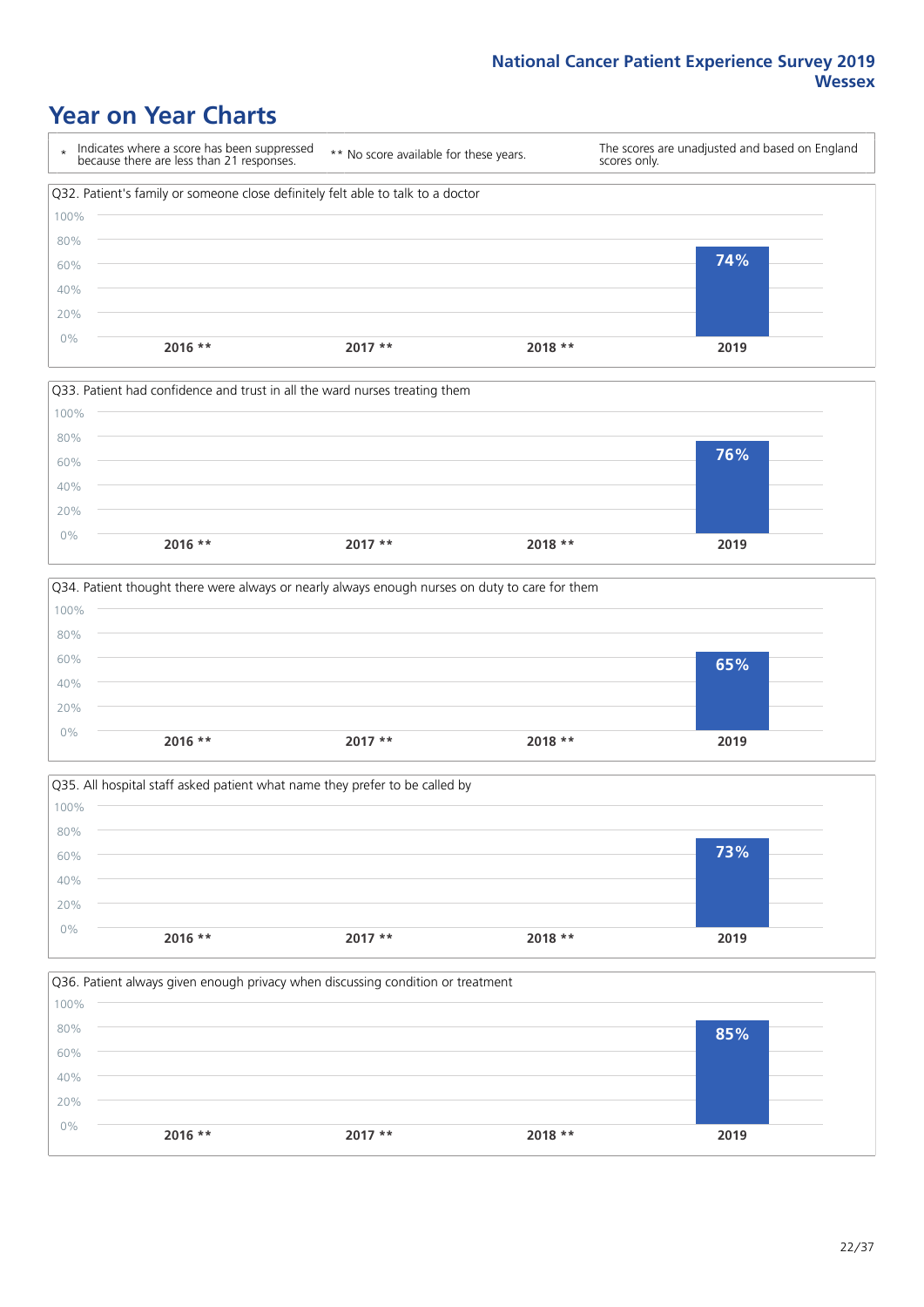# Year on Year Charts

\* Indicates where a score has been suppressed because there are less than 21 responses.

** No score available for these years.

The scores are unadjusted and based on England scores only.

Q32. Patient's family or someone close definitely felt able to talk to a doctor

| 2016 ** | 2017 ** | 2018 ** | 2019 |
|---|---|---|---|
| | | | 74% |

Q33. Patient had confidence and trust in all the ward nurses treating them

| 2016 ** | 2017 ** | 2018 ** | 2019 |
|---|---|---|---|
| | | | 76% |

Q34. Patient thought there were always or nearly always enough nurses on duty to care for them

| 2016 ** | 2017 ** | 2018 ** | 2019 |
|---|---|---|---|
| | | | 65% |

Q35. All hospital staff asked patient what name they prefer to be called by

| 2016 ** | 2017 ** | 2018 ** | 2019 |
|---|---|---|---|
| | | | 73% |

Q36. Patient always given enough privacy when discussing condition or treatment

| 2016 ** | 2017 ** | 2018 ** | 2019 |
|---|---|---|---|
| | | | 85% |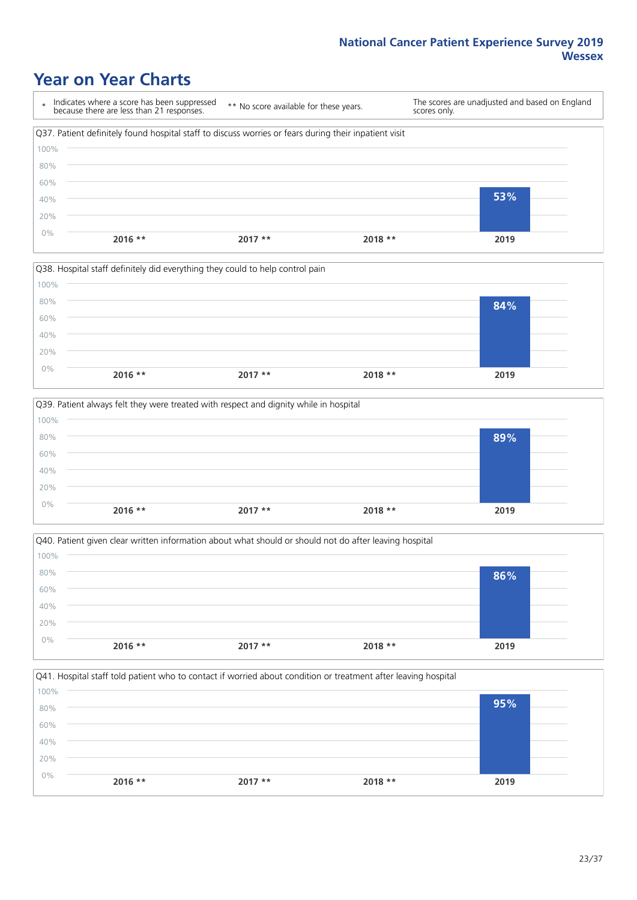# Year on Year Charts

\* Indicates where a score has been suppressed because there are less than 21 responses.

** No score available for these years.

The scores are unadjusted and based on England scores only.

Q37. Patient definitely found hospital staff to discuss worries or fears during their inpatient visit

| 2016 ** | 2017 ** | 2018 ** | 2019 |
|---|---|---|---|
| | | | 53% |

Q38. Hospital staff definitely did everything they could to help control pain

| 2016 ** | 2017 ** | 2018 ** | 2019 |
|---|---|---|---|
| | | | 84% |

Q39. Patient always felt they were treated with respect and dignity while in hospital

| 2016 ** | 2017 ** | 2018 ** | 2019 |
|---|---|---|---|
| | | | 89% |

Q40. Patient given clear written information about what should or should not do after leaving hospital

| 2016 ** | 2017 ** | 2018 ** | 2019 |
|---|---|---|---|
| | | | 86% |

Q41. Hospital staff told patient who to contact if worried about condition or treatment after leaving hospital

| 2016 ** | 2017 ** | 2018 ** | 2019 |
|---|---|---|---|
| | | | 95% |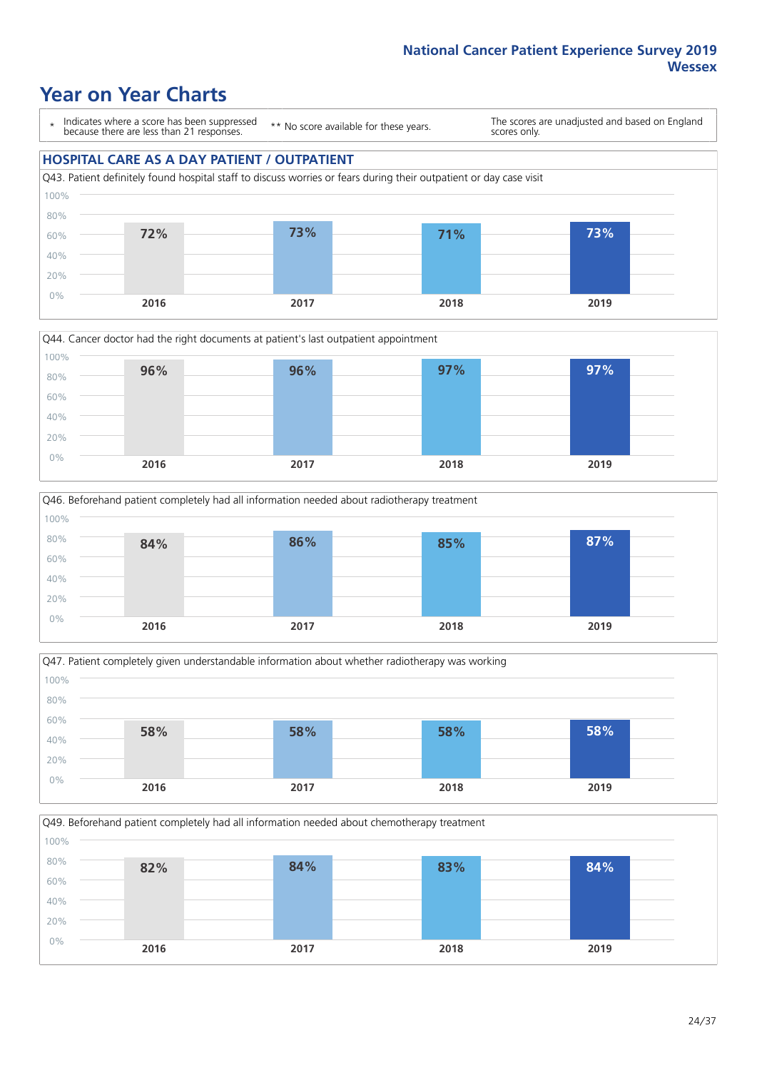# Year on Year Charts

| * Indicates where a score has been suppressed because there are less than 21 responses. | ** No score available for these years. | The scores are unadjusted and based on England scores only. |
|---|---|---|

## HOSPITAL CARE AS A DAY PATIENT / OUTPATIENT

Q43. Patient definitely found hospital staff to discuss worries or fears during their outpatient or day case visit

| 2016 | 2017 | 2018 | 2019 |
|---|---|---|---|
| 72% | 73% | 71% | 73% |

Q44. Cancer doctor had the right documents at patient's last outpatient appointment

| 2016 | 2017 | 2018 | 2019 |
|---|---|---|---|
| 96% | 96% | 97% | 97% |

Q46. Beforehand patient completely had all information needed about radiotherapy treatment

| 2016 | 2017 | 2018 | 2019 |
|---|---|---|---|
| 84% | 86% | 85% | 87% |

Q47. Patient completely given understandable information about whether radiotherapy was working

| 2016 | 2017 | 2018 | 2019 |
|---|---|---|---|
| 58% | 58% | 58% | 58% |

Q49. Beforehand patient completely had all information needed about chemotherapy treatment

| 2016 | 2017 | 2018 | 2019 |
|---|---|---|---|
| 82% | 84% | 83% | 84% |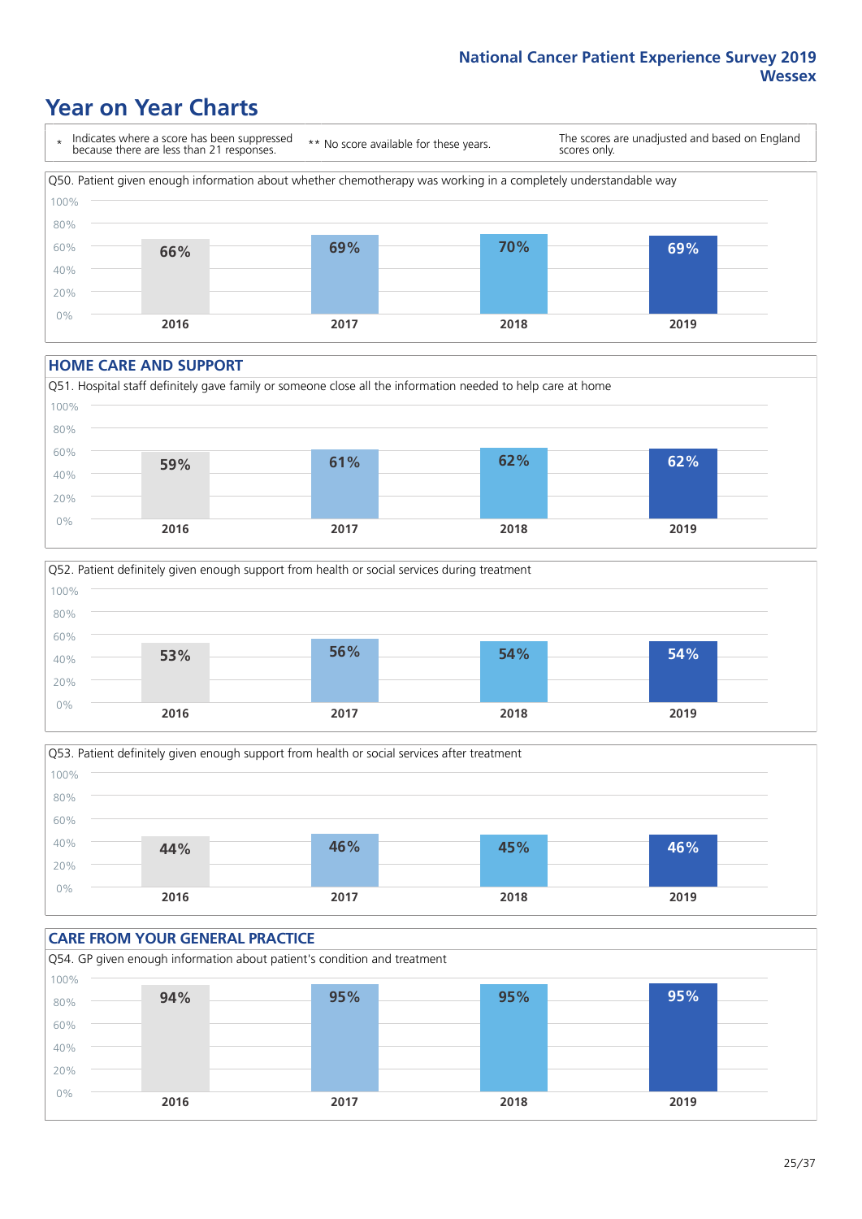National Cancer Patient Experience Survey 2019
Wessex

# Year on Year Charts

\* Indicates where a score has been suppressed because there are less than 21 responses.

** No score available for these years.

The scores are unadjusted and based on England scores only.

Q50. Patient given enough information about whether chemotherapy was working in a completely understandable way

| 2016 | 2017 | 2018 | 2019 |
|---|---|---|---|
| 66% | 69% | 70% | 69% |

## HOME CARE AND SUPPORT

Q51. Hospital staff definitely gave family or someone close all the information needed to help care at home

| 2016 | 2017 | 2018 | 2019 |
|---|---|---|---|
| 59% | 61% | 62% | 62% |

Q52. Patient definitely given enough support from health or social services during treatment

| 2016 | 2017 | 2018 | 2019 |
|---|---|---|---|
| 53% | 56% | 54% | 54% |

Q53. Patient definitely given enough support from health or social services after treatment

| 2016 | 2017 | 2018 | 2019 |
|---|---|---|---|
| 44% | 46% | 45% | 46% |

## CARE FROM YOUR GENERAL PRACTICE

Q54. GP given enough information about patient's condition and treatment

| 2016 | 2017 | 2018 | 2019 |
|---|---|---|---|
| 94% | 95% | 95% | 95% |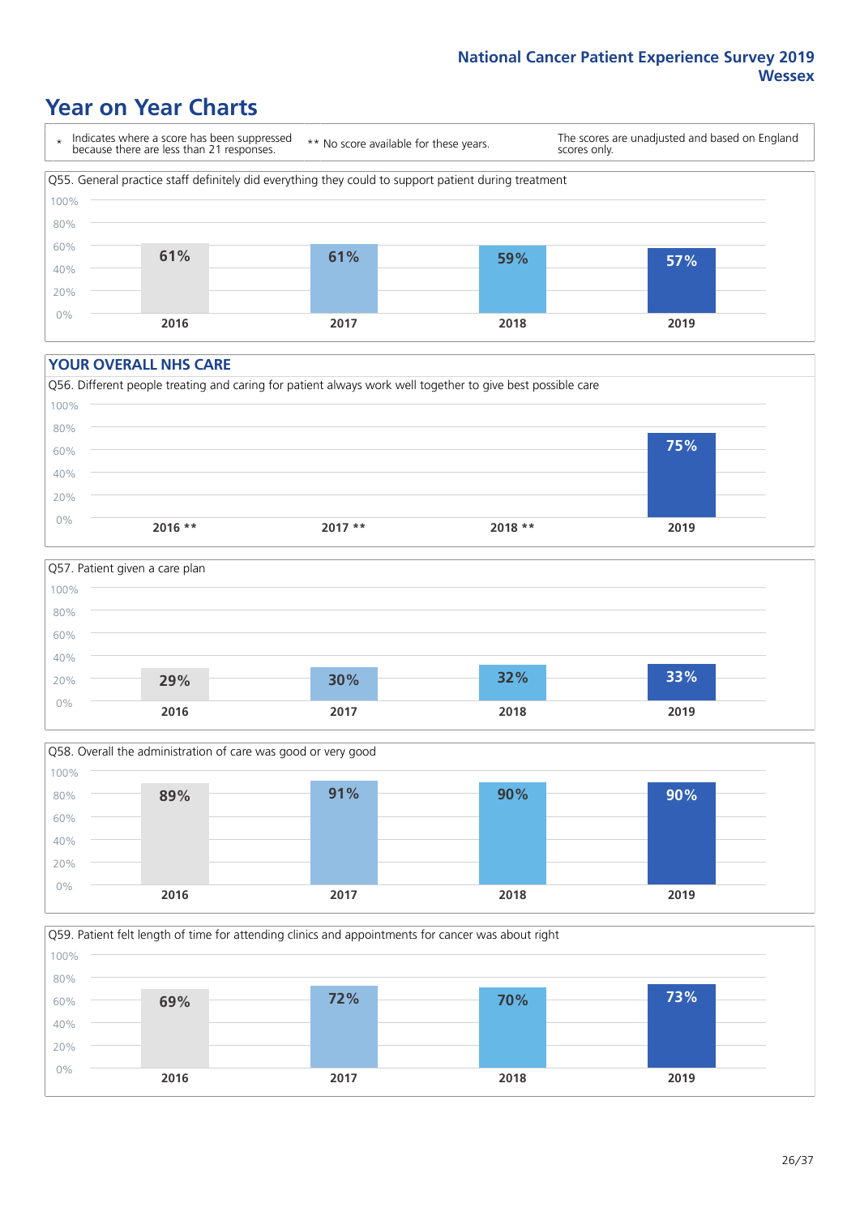# Year on Year Charts

\* Indicates where a score has been suppressed because there are less than 21 responses.

** No score available for these years.

The scores are unadjusted and based on England scores only.

Q55. General practice staff definitely did everything they could to support patient during treatment

| 2016 | 2017 | 2018 | 2019 |
|---|---|---|---|
| 61% | 61% | 59% | 57% |

## YOUR OVERALL NHS CARE

Q56. Different people treating and caring for patient always work well together to give best possible care

| 2016 ** | 2017 ** | 2018 ** | 2019 |
|---|---|---|---|
| | | | 75% |

Q57. Patient given a care plan

| 2016 | 2017 | 2018 | 2019 |
|---|---|---|---|
| 29% | 30% | 32% | 33% |

Q58. Overall the administration of care was good or very good

| 2016 | 2017 | 2018 | 2019 |
|---|---|---|---|
| 89% | 91% | 90% | 90% |

Q59. Patient felt length of time for attending clinics and appointments for cancer was about right

| 2016 | 2017 | 2018 | 2019 |
|---|---|---|---|
| 69% | 72% | 70% | 73% |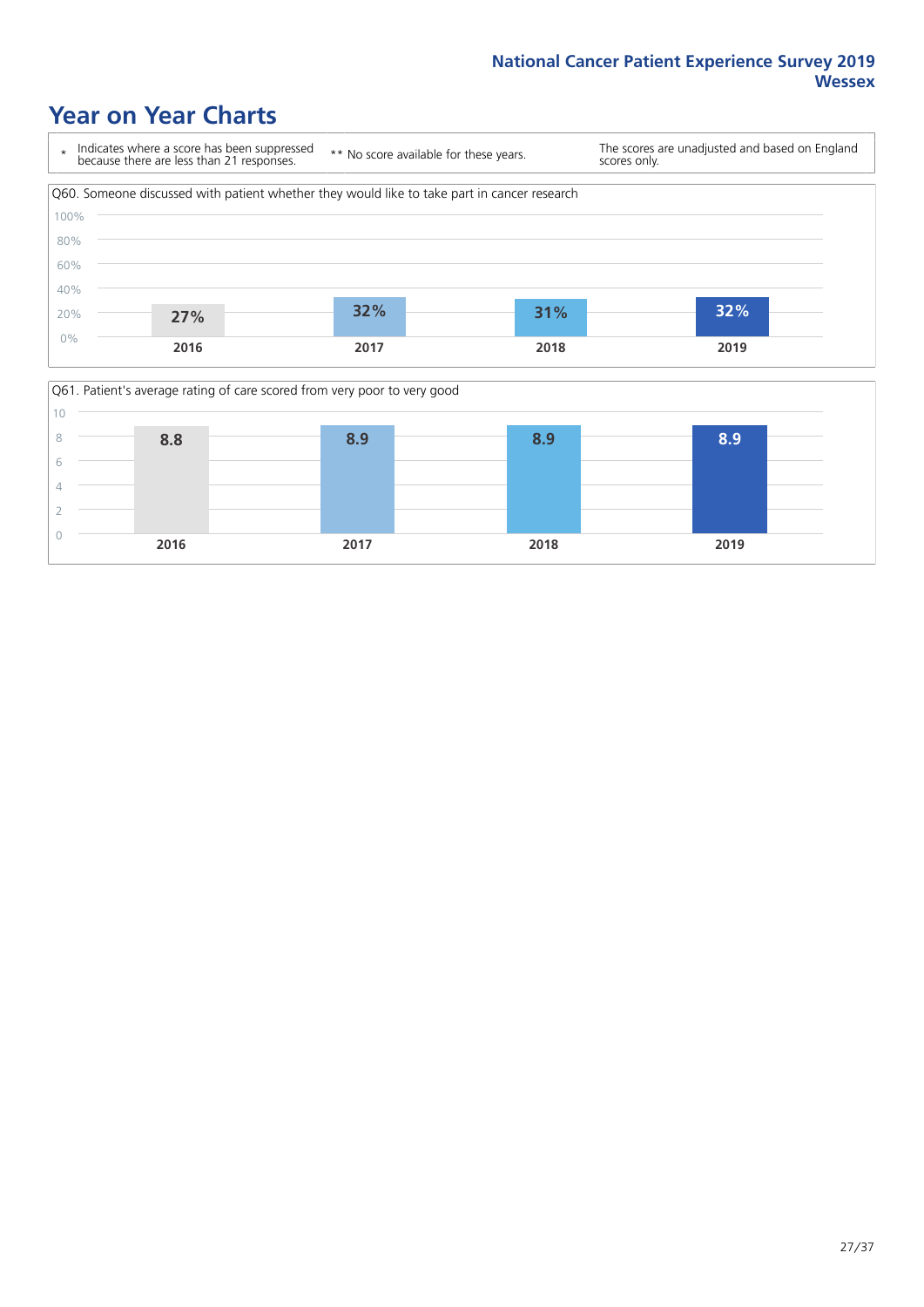# Year on Year Charts

| * Indicates where a score has been suppressed because there are less than 21 responses. | ** No score available for these years. | The scores are unadjusted and based on England scores only. |
|---|---|---|

Q60. Someone discussed with patient whether they would like to take part in cancer research

| 2016 | 2017 | 2018 | 2019 |
|---|---|---|---|
| 27% | 32% | 31% | 32% |

Q61. Patient's average rating of care scored from very poor to very good

| 2016 | 2017 | 2018 | 2019 |
|---|---|---|---|
| 8.8 | 8.9 | 8.9 | 8.9 |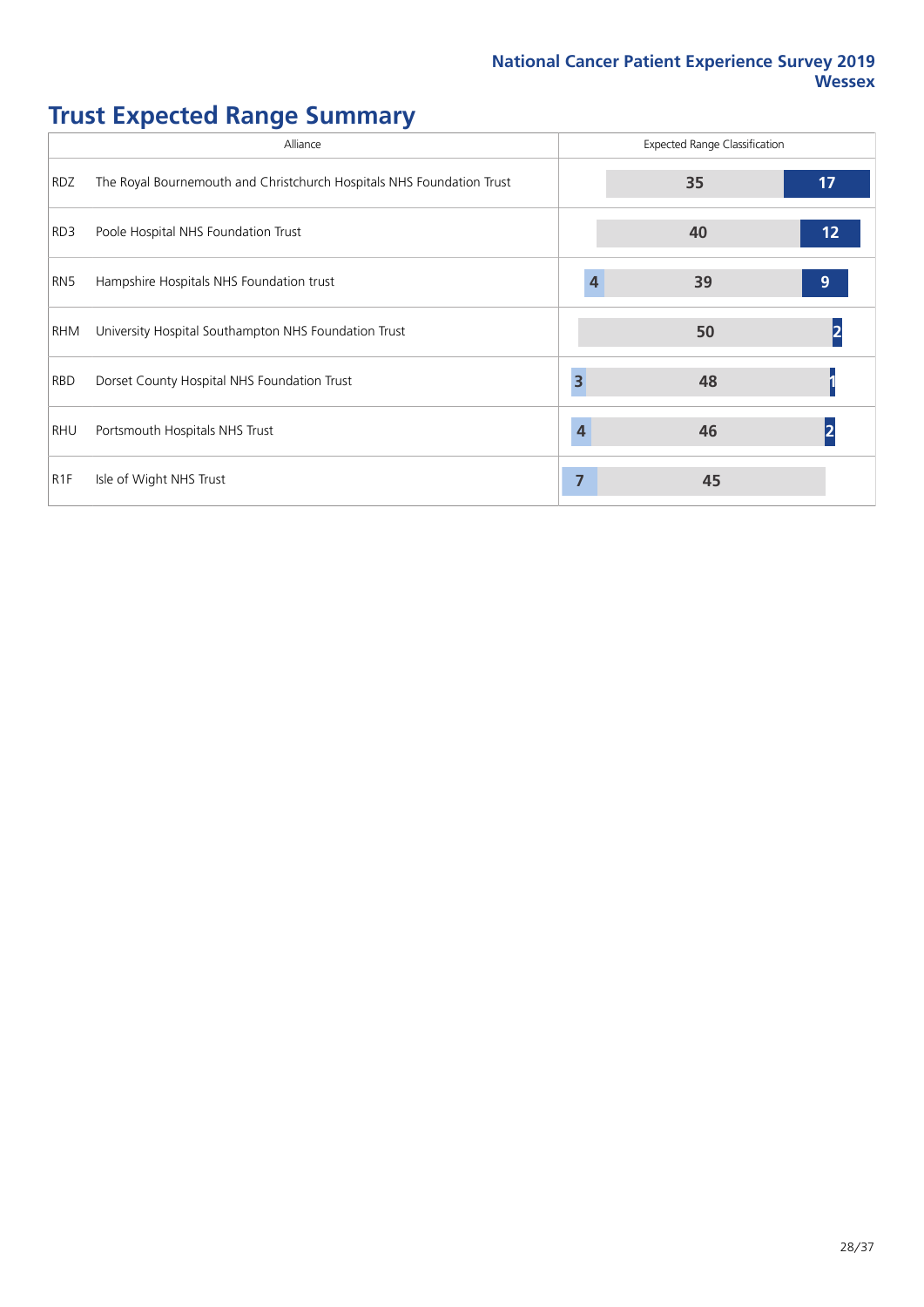# Trust Expected Range Summary

| Alliance | | Expected Range Classification | | |
|---|---|---|---|---|
| RDZ | The Royal Bournemouth and Christchurch Hospitals NHS Foundation Trust | | 35 | 17 |
| RD3 | Poole Hospital NHS Foundation Trust | | 40 | 12 |
| RN5 | Hampshire Hospitals NHS Foundation trust | 4 | 39 | 9 |
| RHM | University Hospital Southampton NHS Foundation Trust | | 50 | 2 |
| RBD | Dorset County Hospital NHS Foundation Trust | 3 | 48 | 1 |
| RHU | Portsmouth Hospitals NHS Trust | 4 | 46 | 2 |
| R1F | Isle of Wight NHS Trust | 7 | 45 | |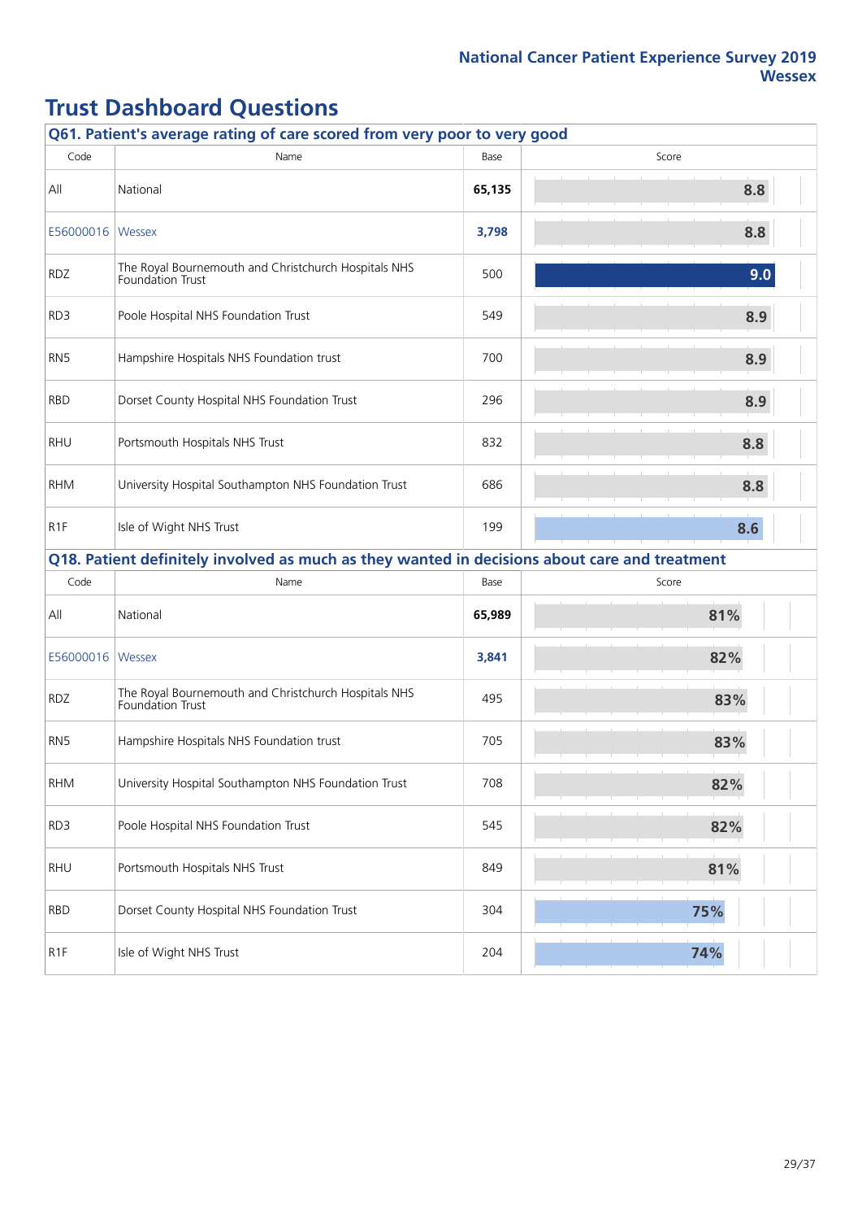# Trust Dashboard Questions

## Q61. Patient's average rating of care scored from very poor to very good

| Code | Name | Base | Score |
|---|---|---|---|
| All | National | **65,135** | 8.8 |
| E56000016 | Wessex | **3,798** | 8.8 |
| RDZ | The Royal Bournemouth and Christchurch Hospitals NHS Foundation Trust | 500 | 9.0 |
| RD3 | Poole Hospital NHS Foundation Trust | 549 | 8.9 |
| RN5 | Hampshire Hospitals NHS Foundation trust | 700 | 8.9 |
| RBD | Dorset County Hospital NHS Foundation Trust | 296 | 8.9 |
| RHU | Portsmouth Hospitals NHS Trust | 832 | 8.8 |
| RHM | University Hospital Southampton NHS Foundation Trust | 686 | 8.8 |
| R1F | Isle of Wight NHS Trust | 199 | 8.6 |

## Q18. Patient definitely involved as much as they wanted in decisions about care and treatment

| Code | Name | Base | Score |
|---|---|---|---|
| All | National | **65,989** | 81% |
| E56000016 | Wessex | **3,841** | 82% |
| RDZ | The Royal Bournemouth and Christchurch Hospitals NHS Foundation Trust | 495 | 83% |
| RN5 | Hampshire Hospitals NHS Foundation trust | 705 | 83% |
| RHM | University Hospital Southampton NHS Foundation Trust | 708 | 82% |
| RD3 | Poole Hospital NHS Foundation Trust | 545 | 82% |
| RHU | Portsmouth Hospitals NHS Trust | 849 | 81% |
| RBD | Dorset County Hospital NHS Foundation Trust | 304 | 75% |
| R1F | Isle of Wight NHS Trust | 204 | 74% |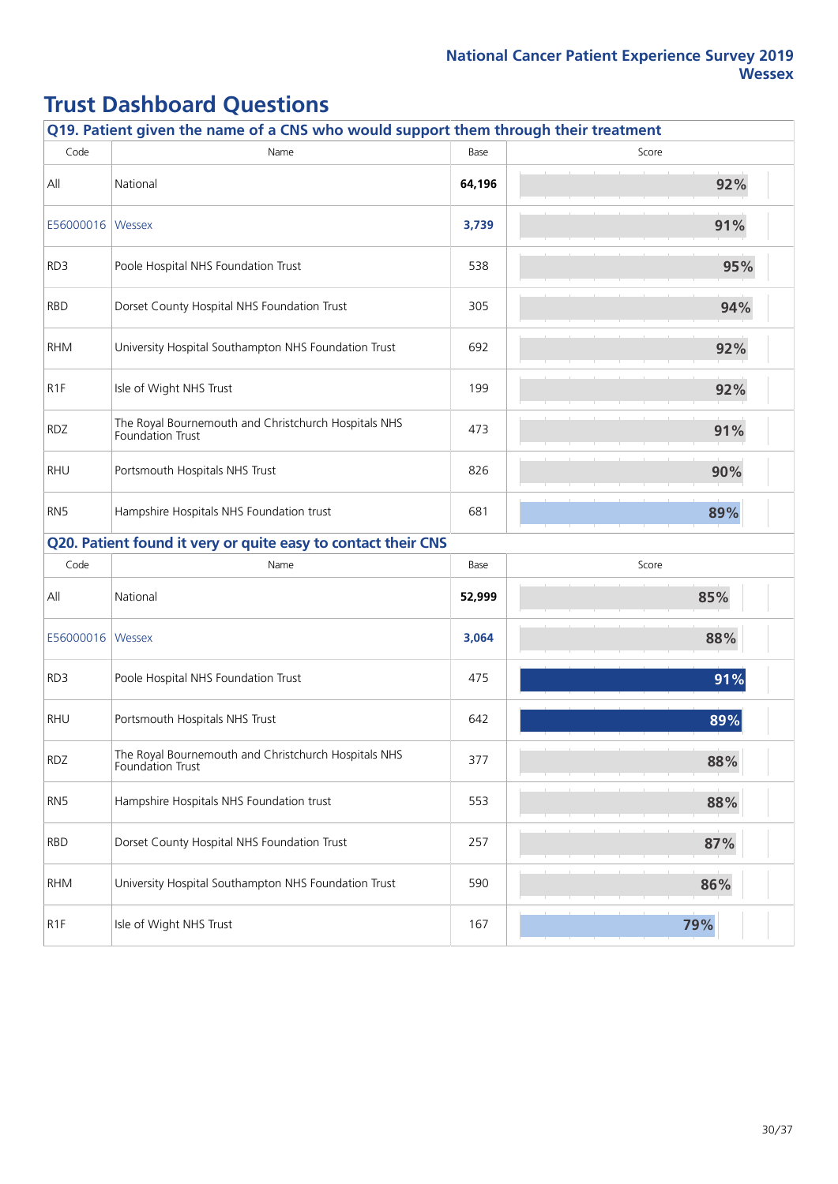# Trust Dashboard Questions

## Q19. Patient given the name of a CNS who would support them through their treatment

| Code | Name | Base | Score |
|---|---|---|---|
| All | National | **64,196** | 92% |
| E56000016 | Wessex | **3,739** | 91% |
| RD3 | Poole Hospital NHS Foundation Trust | 538 | 95% |
| RBD | Dorset County Hospital NHS Foundation Trust | 305 | 94% |
| RHM | University Hospital Southampton NHS Foundation Trust | 692 | 92% |
| R1F | Isle of Wight NHS Trust | 199 | 92% |
| RDZ | The Royal Bournemouth and Christchurch Hospitals NHS Foundation Trust | 473 | 91% |
| RHU | Portsmouth Hospitals NHS Trust | 826 | 90% |
| RN5 | Hampshire Hospitals NHS Foundation trust | 681 | 89% |

## Q20. Patient found it very or quite easy to contact their CNS

| Code | Name | Base | Score |
|---|---|---|---|
| All | National | **52,999** | 85% |
| E56000016 | Wessex | **3,064** | 88% |
| RD3 | Poole Hospital NHS Foundation Trust | 475 | 91% |
| RHU | Portsmouth Hospitals NHS Trust | 642 | 89% |
| RDZ | The Royal Bournemouth and Christchurch Hospitals NHS Foundation Trust | 377 | 88% |
| RN5 | Hampshire Hospitals NHS Foundation trust | 553 | 88% |
| RBD | Dorset County Hospital NHS Foundation Trust | 257 | 87% |
| RHM | University Hospital Southampton NHS Foundation Trust | 590 | 86% |
| R1F | Isle of Wight NHS Trust | 167 | 79% |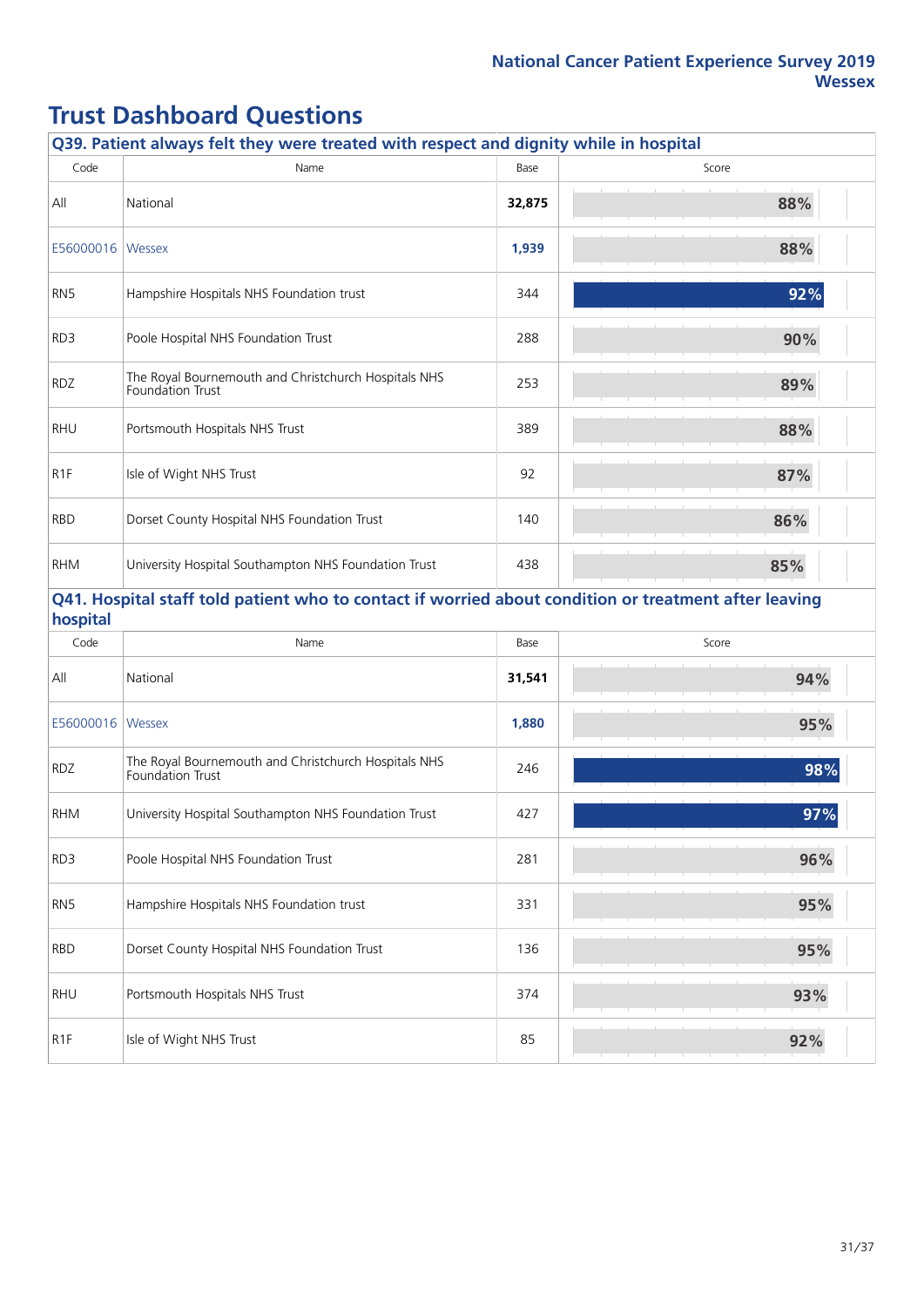# Trust Dashboard Questions

### Q39. Patient always felt they were treated with respect and dignity while in hospital

| Code | Name | Base | Score |
|---|---|---|---|
| All | National | **32,875** | 88% |
| E56000016 | Wessex | **1,939** | 88% |
| RN5 | Hampshire Hospitals NHS Foundation trust | 344 | 92% |
| RD3 | Poole Hospital NHS Foundation Trust | 288 | 90% |
| RDZ | The Royal Bournemouth and Christchurch Hospitals NHS Foundation Trust | 253 | 89% |
| RHU | Portsmouth Hospitals NHS Trust | 389 | 88% |
| R1F | Isle of Wight NHS Trust | 92 | 87% |
| RBD | Dorset County Hospital NHS Foundation Trust | 140 | 86% |
| RHM | University Hospital Southampton NHS Foundation Trust | 438 | 85% |

### Q41. Hospital staff told patient who to contact if worried about condition or treatment after leaving hospital

| Code | Name | Base | Score |
|---|---|---|---|
| All | National | **31,541** | 94% |
| E56000016 | Wessex | **1,880** | 95% |
| RDZ | The Royal Bournemouth and Christchurch Hospitals NHS Foundation Trust | 246 | 98% |
| RHM | University Hospital Southampton NHS Foundation Trust | 427 | 97% |
| RD3 | Poole Hospital NHS Foundation Trust | 281 | 96% |
| RN5 | Hampshire Hospitals NHS Foundation trust | 331 | 95% |
| RBD | Dorset County Hospital NHS Foundation Trust | 136 | 95% |
| RHU | Portsmouth Hospitals NHS Trust | 374 | 93% |
| R1F | Isle of Wight NHS Trust | 85 | 92% |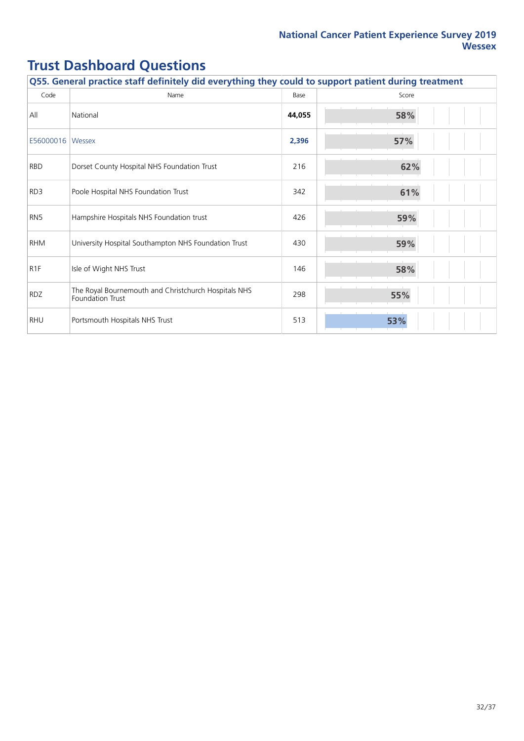# Trust Dashboard Questions

| Q55. General practice staff definitely did everything they could to support patient during treatment | | | |
|---|---|---|---|
| Code | Name | Base | Score |
| All | National | **44,055** | 58% |
| E56000016 | Wessex | **2,396** | 57% |
| RBD | Dorset County Hospital NHS Foundation Trust | 216 | 62% |
| RD3 | Poole Hospital NHS Foundation Trust | 342 | 61% |
| RN5 | Hampshire Hospitals NHS Foundation trust | 426 | 59% |
| RHM | University Hospital Southampton NHS Foundation Trust | 430 | 59% |
| R1F | Isle of Wight NHS Trust | 146 | 58% |
| RDZ | The Royal Bournemouth and Christchurch Hospitals NHS Foundation Trust | 298 | 55% |
| RHU | Portsmouth Hospitals NHS Trust | 513 | 53% |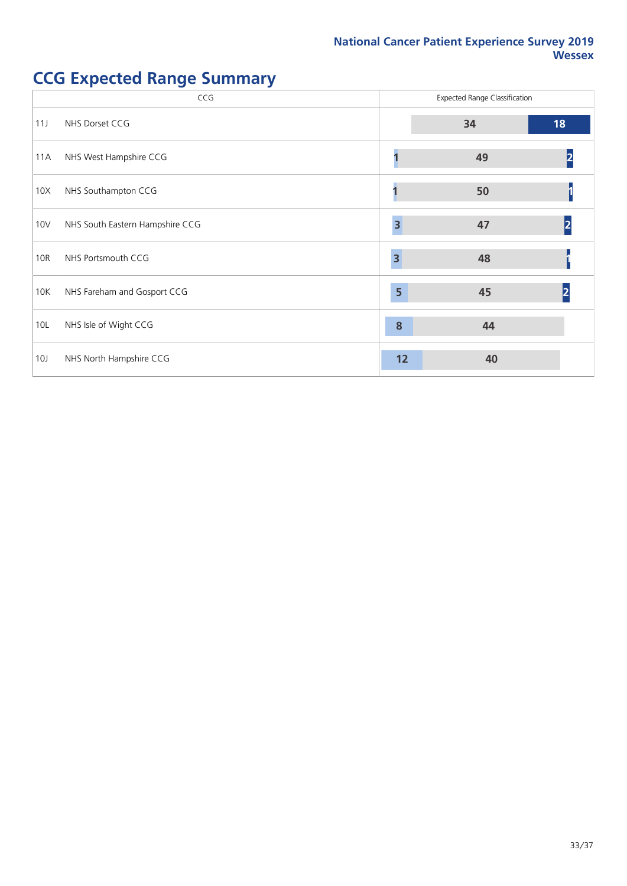## CCG Expected Range Summary

| CCG | | Expected Range Classification | | |
|---|---|---|---|---|
| | | | | |
| 11J | NHS Dorset CCG | | 34 | 18 |
| 11A | NHS West Hampshire CCG | 1 | 49 | 2 |
| 10X | NHS Southampton CCG | 1 | 50 | 1 |
| 10V | NHS South Eastern Hampshire CCG | 3 | 47 | 2 |
| 10R | NHS Portsmouth CCG | 3 | 48 | 1 |
| 10K | NHS Fareham and Gosport CCG | 5 | 45 | 2 |
| 10L | NHS Isle of Wight CCG | 8 | 44 | |
| 10J | NHS North Hampshire CCG | 12 | 40 | |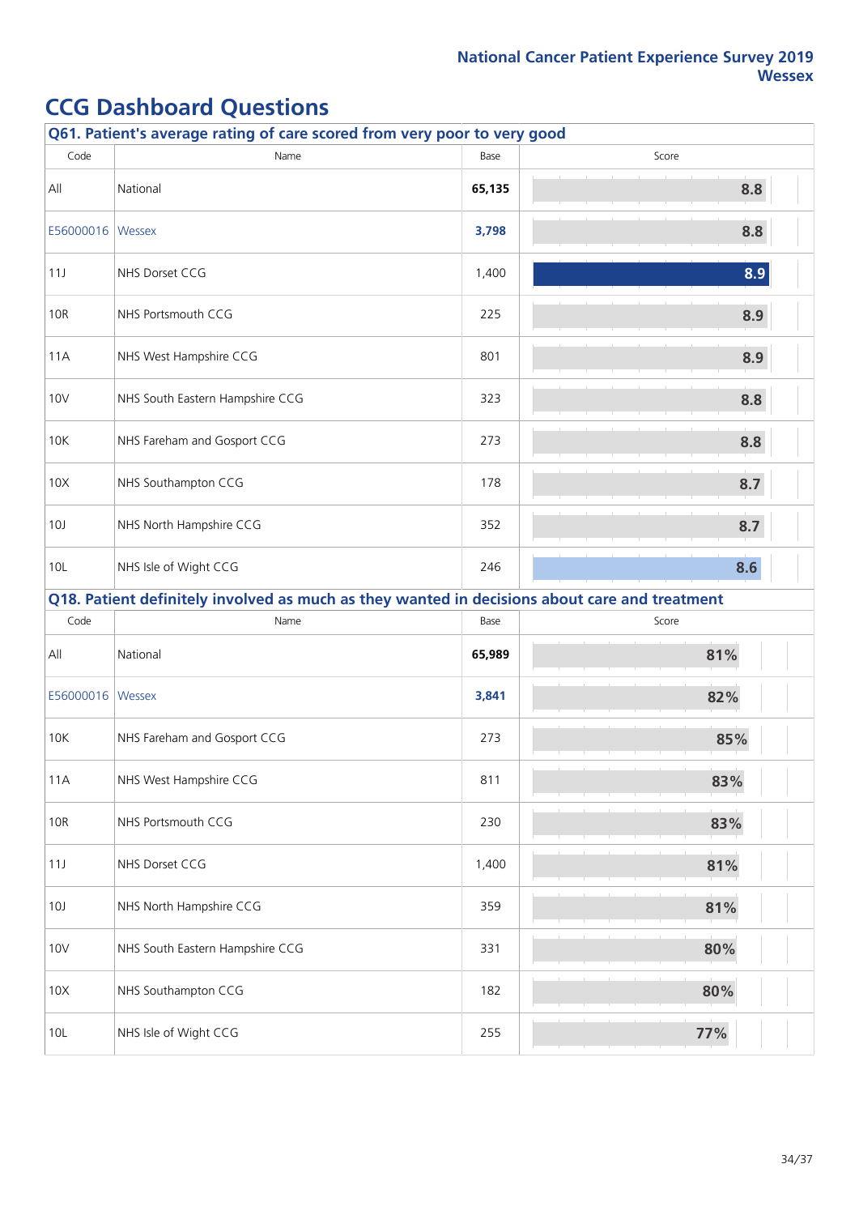# CCG Dashboard Questions

**Q61. Patient's average rating of care scored from very poor to very good**

| Code | Name | Base | Score |
|---|---|---|---|
| All | National | **65,135** | 8.8 |
| E56000016 | Wessex | **3,798** | 8.8 |
| 11J | NHS Dorset CCG | 1,400 | 8.9 |
| 10R | NHS Portsmouth CCG | 225 | 8.9 |
| 11A | NHS West Hampshire CCG | 801 | 8.9 |
| 10V | NHS South Eastern Hampshire CCG | 323 | 8.8 |
| 10K | NHS Fareham and Gosport CCG | 273 | 8.8 |
| 10X | NHS Southampton CCG | 178 | 8.7 |
| 10J | NHS North Hampshire CCG | 352 | 8.7 |
| 10L | NHS Isle of Wight CCG | 246 | 8.6 |

**Q18. Patient definitely involved as much as they wanted in decisions about care and treatment**

| Code | Name | Base | Score |
|---|---|---|---|
| All | National | **65,989** | 81% |
| E56000016 | Wessex | **3,841** | 82% |
| 10K | NHS Fareham and Gosport CCG | 273 | 85% |
| 11A | NHS West Hampshire CCG | 811 | 83% |
| 10R | NHS Portsmouth CCG | 230 | 83% |
| 11J | NHS Dorset CCG | 1,400 | 81% |
| 10J | NHS North Hampshire CCG | 359 | 81% |
| 10V | NHS South Eastern Hampshire CCG | 331 | 80% |
| 10X | NHS Southampton CCG | 182 | 80% |
| 10L | NHS Isle of Wight CCG | 255 | 77% |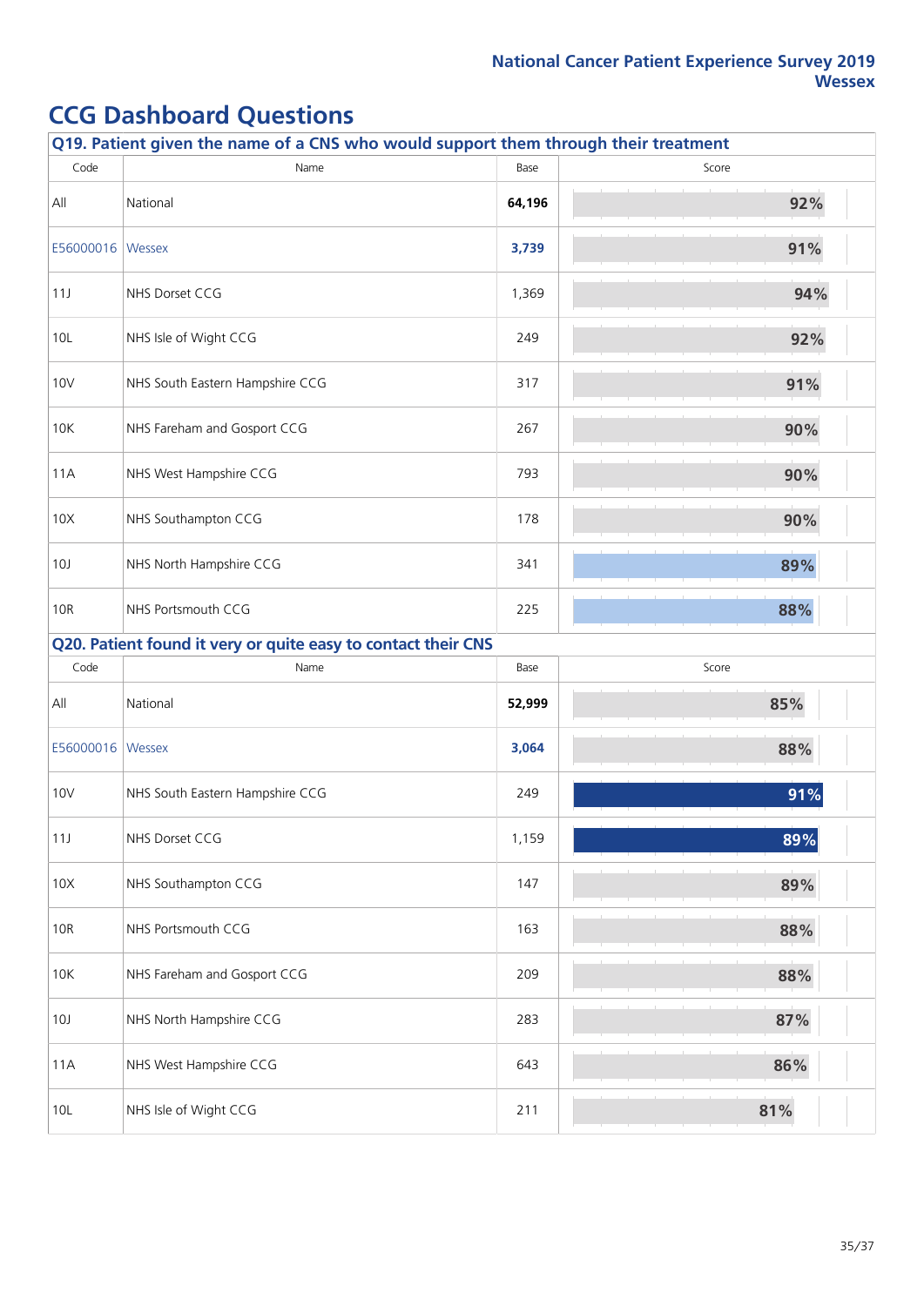## CCG Dashboard Questions

### Q19. Patient given the name of a CNS who would support them through their treatment

| Code | Name | Base | Score |
|---|---|---|---|
| All | National | **64,196** | 92% |
| E56000016 | Wessex | **3,739** | 91% |
| 11J | NHS Dorset CCG | 1,369 | 94% |
| 10L | NHS Isle of Wight CCG | 249 | 92% |
| 10V | NHS South Eastern Hampshire CCG | 317 | 91% |
| 10K | NHS Fareham and Gosport CCG | 267 | 90% |
| 11A | NHS West Hampshire CCG | 793 | 90% |
| 10X | NHS Southampton CCG | 178 | 90% |
| 10J | NHS North Hampshire CCG | 341 | 89% |
| 10R | NHS Portsmouth CCG | 225 | 88% |

### Q20. Patient found it very or quite easy to contact their CNS

| Code | Name | Base | Score |
|---|---|---|---|
| All | National | **52,999** | 85% |
| E56000016 | Wessex | **3,064** | 88% |
| 10V | NHS South Eastern Hampshire CCG | 249 | 91% |
| 11J | NHS Dorset CCG | 1,159 | 89% |
| 10X | NHS Southampton CCG | 147 | 89% |
| 10R | NHS Portsmouth CCG | 163 | 88% |
| 10K | NHS Fareham and Gosport CCG | 209 | 88% |
| 10J | NHS North Hampshire CCG | 283 | 87% |
| 11A | NHS West Hampshire CCG | 643 | 86% |
| 10L | NHS Isle of Wight CCG | 211 | 81% |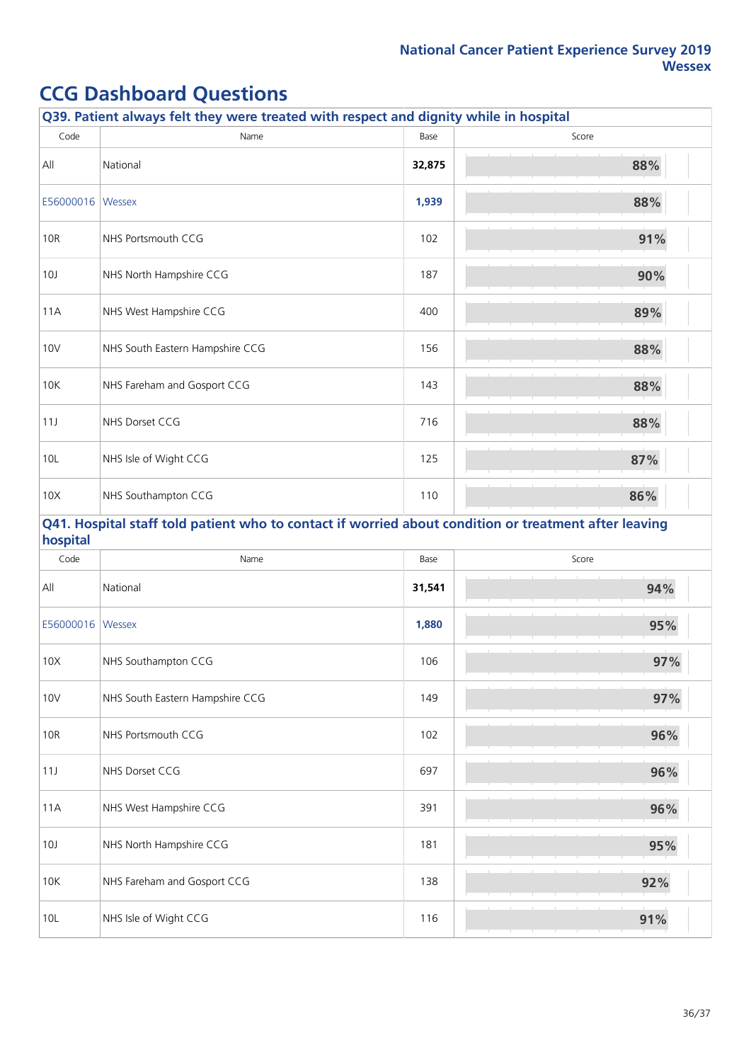# CCG Dashboard Questions

## Q39. Patient always felt they were treated with respect and dignity while in hospital

| Code | Name | Base | Score |
|---|---|---|---|
| All | National | **32,875** | **88%** |
| E56000016 | Wessex | **1,939** | **88%** |
| 10R | NHS Portsmouth CCG | 102 | **91%** |
| 10J | NHS North Hampshire CCG | 187 | **90%** |
| 11A | NHS West Hampshire CCG | 400 | **89%** |
| 10V | NHS South Eastern Hampshire CCG | 156 | **88%** |
| 10K | NHS Fareham and Gosport CCG | 143 | **88%** |
| 11J | NHS Dorset CCG | 716 | **88%** |
| 10L | NHS Isle of Wight CCG | 125 | **87%** |
| 10X | NHS Southampton CCG | 110 | **86%** |

## Q41. Hospital staff told patient who to contact if worried about condition or treatment after leaving hospital

| Code | Name | Base | Score |
|---|---|---|---|
| All | National | **31,541** | **94%** |
| E56000016 | Wessex | **1,880** | **95%** |
| 10X | NHS Southampton CCG | 106 | **97%** |
| 10V | NHS South Eastern Hampshire CCG | 149 | **97%** |
| 10R | NHS Portsmouth CCG | 102 | **96%** |
| 11J | NHS Dorset CCG | 697 | **96%** |
| 11A | NHS West Hampshire CCG | 391 | **96%** |
| 10J | NHS North Hampshire CCG | 181 | **95%** |
| 10K | NHS Fareham and Gosport CCG | 138 | **92%** |
| 10L | NHS Isle of Wight CCG | 116 | **91%** |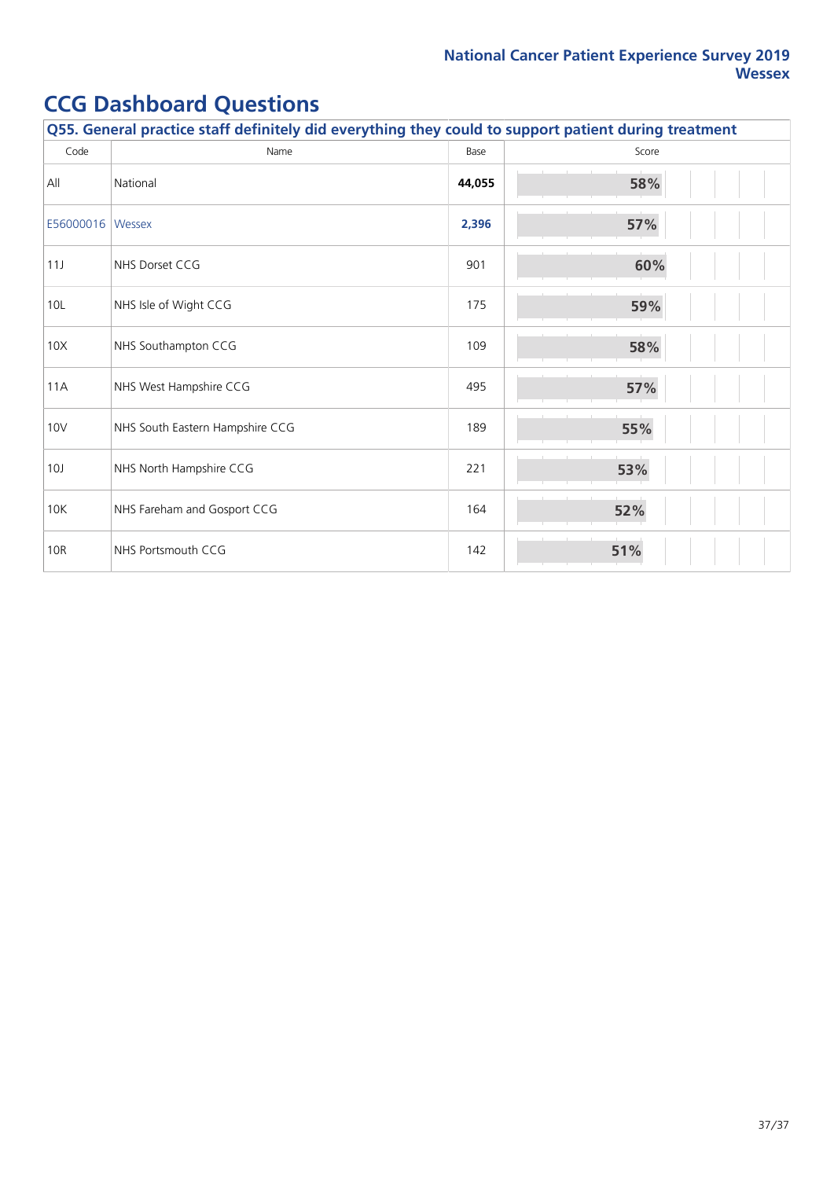# CCG Dashboard Questions

| Q55. General practice staff definitely did everything they could to support patient during treatment | | | |
|---|---|---|---|
| Code | Name | Base | Score |
| All | National | **44,055** | 58% |
| E56000016 | Wessex | **2,396** | 57% |
| 11J | NHS Dorset CCG | 901 | 60% |
| 10L | NHS Isle of Wight CCG | 175 | 59% |
| 10X | NHS Southampton CCG | 109 | 58% |
| 11A | NHS West Hampshire CCG | 495 | 57% |
| 10V | NHS South Eastern Hampshire CCG | 189 | 55% |
| 10J | NHS North Hampshire CCG | 221 | 53% |
| 10K | NHS Fareham and Gosport CCG | 164 | 52% |
| 10R | NHS Portsmouth CCG | 142 | 51% |